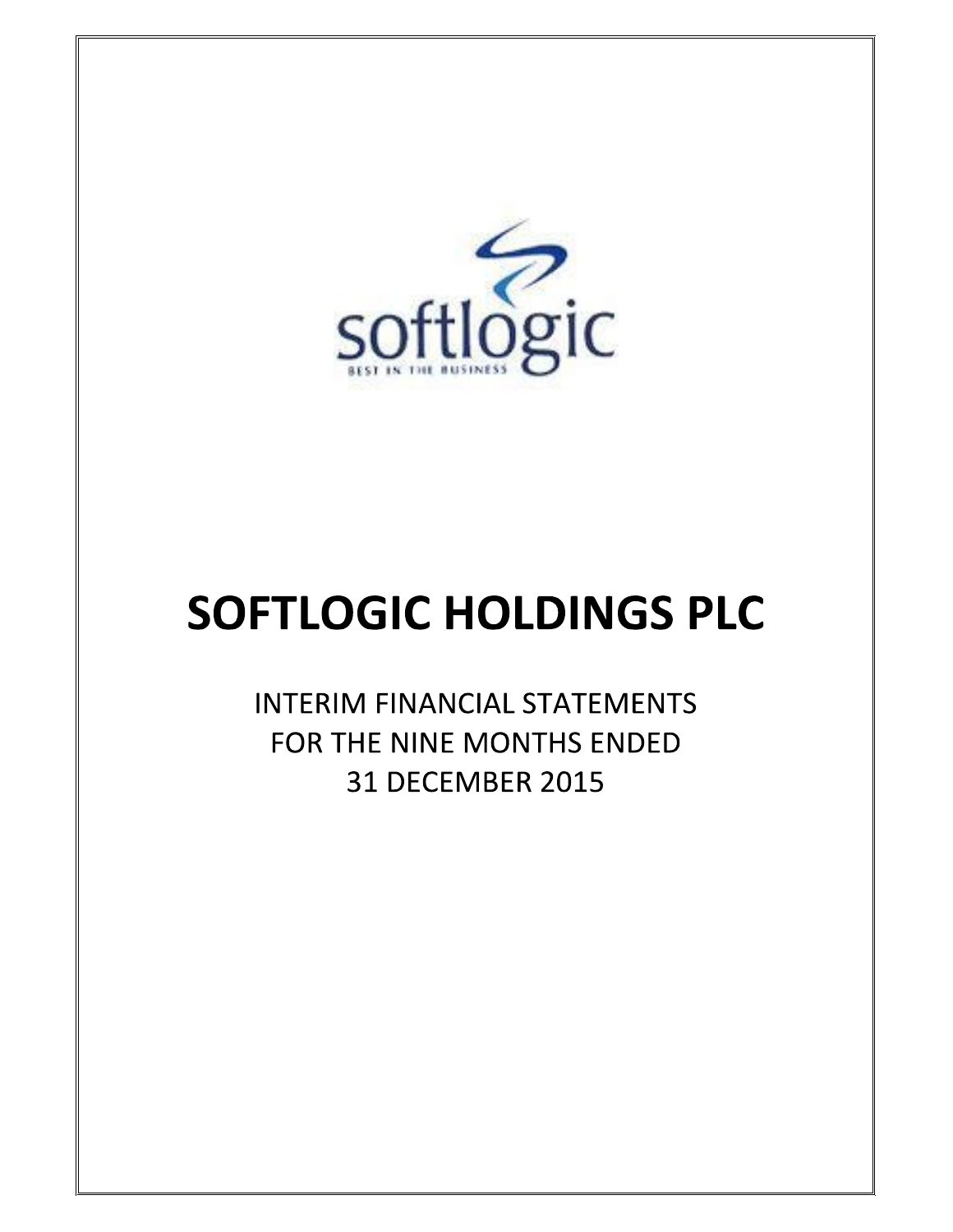softlogic

BEST IN THE BUSINESS

# SOFTLOGIC HOLDINGS PLC

INTERIM FINANCIAL STATEMENTS
FOR THE NINE MONTHS ENDED
31 DECEMBER 2015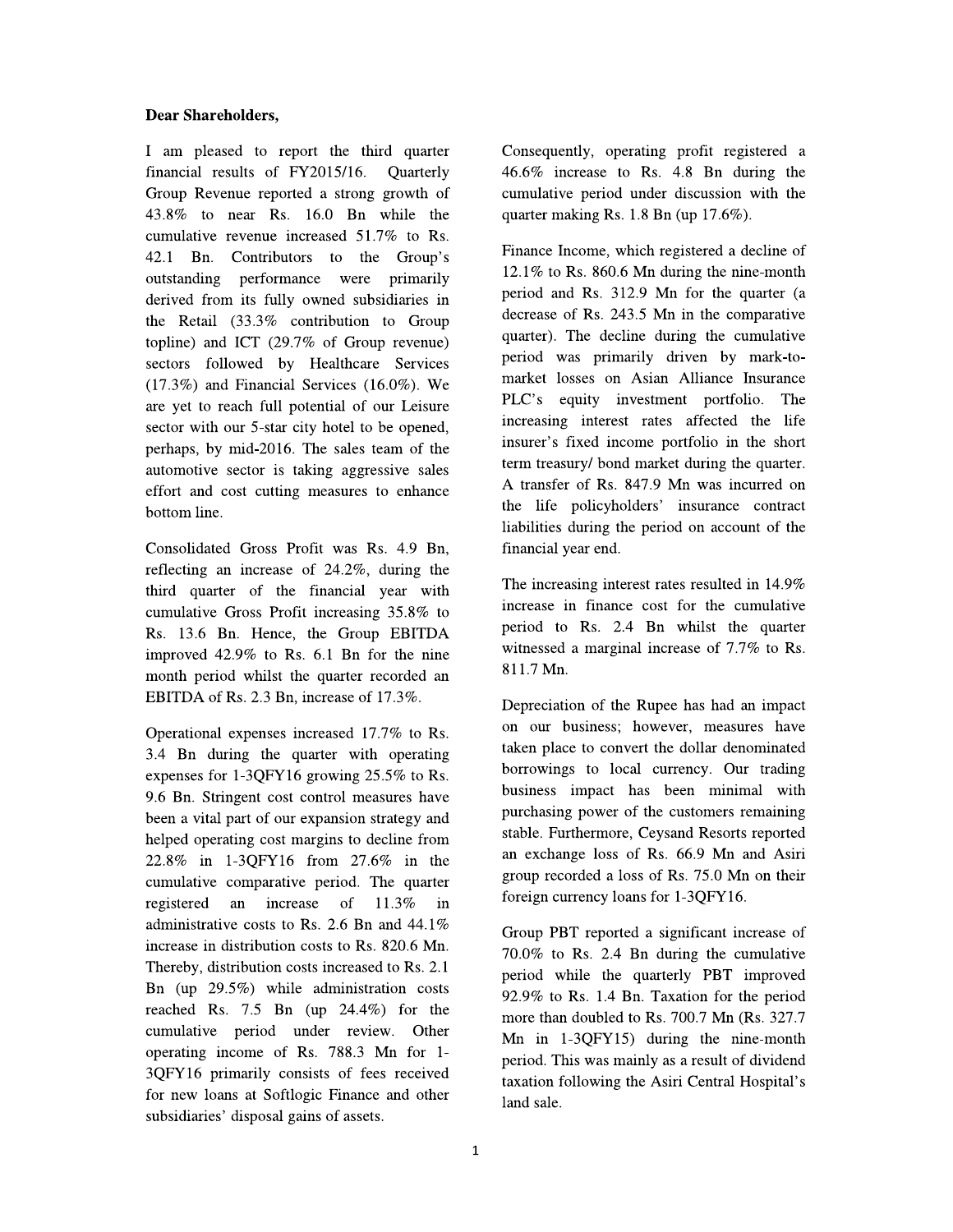**Dear Shareholders,**

I am pleased to report the third quarter financial results of FY2015/16. Quarterly Group Revenue reported a strong growth of 43.8% to near Rs. 16.0 Bn while the cumulative revenue increased 51.7% to Rs. 42.1 Bn. Contributors to the Group's outstanding performance were primarily derived from its fully owned subsidiaries in the Retail (33.3% contribution to Group topline) and ICT (29.7% of Group revenue) sectors followed by Healthcare Services (17.3%) and Financial Services (16.0%). We are yet to reach full potential of our Leisure sector with our 5-star city hotel to be opened, perhaps, by mid-2016. The sales team of the automotive sector is taking aggressive sales effort and cost cutting measures to enhance bottom line.

Consolidated Gross Profit was Rs. 4.9 Bn, reflecting an increase of 24.2%, during the third quarter of the financial year with cumulative Gross Profit increasing 35.8% to Rs. 13.6 Bn. Hence, the Group EBITDA improved 42.9% to Rs. 6.1 Bn for the nine month period whilst the quarter recorded an EBITDA of Rs. 2.3 Bn, increase of 17.3%.

Operational expenses increased 17.7% to Rs. 3.4 Bn during the quarter with operating expenses for 1-3QFY16 growing 25.5% to Rs. 9.6 Bn. Stringent cost control measures have been a vital part of our expansion strategy and helped operating cost margins to decline from 22.8% in 1-3QFY16 from 27.6% in the cumulative comparative period. The quarter registered an increase of 11.3% in administrative costs to Rs. 2.6 Bn and 44.1% increase in distribution costs to Rs. 820.6 Mn. Thereby, distribution costs increased to Rs. 2.1 Bn (up 29.5%) while administration costs reached Rs. 7.5 Bn (up 24.4%) for the cumulative period under review. Other operating income of Rs. 788.3 Mn for 1-3QFY16 primarily consists of fees received for new loans at Softlogic Finance and other subsidiaries' disposal gains of assets.

Consequently, operating profit registered a 46.6% increase to Rs. 4.8 Bn during the cumulative period under discussion with the quarter making Rs. 1.8 Bn (up 17.6%).

Finance Income, which registered a decline of 12.1% to Rs. 860.6 Mn during the nine-month period and Rs. 312.9 Mn for the quarter (a decrease of Rs. 243.5 Mn in the comparative quarter). The decline during the cumulative period was primarily driven by mark-to-market losses on Asian Alliance Insurance PLC's equity investment portfolio. The increasing interest rates affected the life insurer's fixed income portfolio in the short term treasury/ bond market during the quarter. A transfer of Rs. 847.9 Mn was incurred on the life policyholders' insurance contract liabilities during the period on account of the financial year end.

The increasing interest rates resulted in 14.9% increase in finance cost for the cumulative period to Rs. 2.4 Bn whilst the quarter witnessed a marginal increase of 7.7% to Rs. 811.7 Mn.

Depreciation of the Rupee has had an impact on our business; however, measures have taken place to convert the dollar denominated borrowings to local currency. Our trading business impact has been minimal with purchasing power of the customers remaining stable. Furthermore, Ceysand Resorts reported an exchange loss of Rs. 66.9 Mn and Asiri group recorded a loss of Rs. 75.0 Mn on their foreign currency loans for 1-3QFY16.

Group PBT reported a significant increase of 70.0% to Rs. 2.4 Bn during the cumulative period while the quarterly PBT improved 92.9% to Rs. 1.4 Bn. Taxation for the period more than doubled to Rs. 700.7 Mn (Rs. 327.7 Mn in 1-3QFY15) during the nine-month period. This was mainly as a result of dividend taxation following the Asiri Central Hospital's land sale.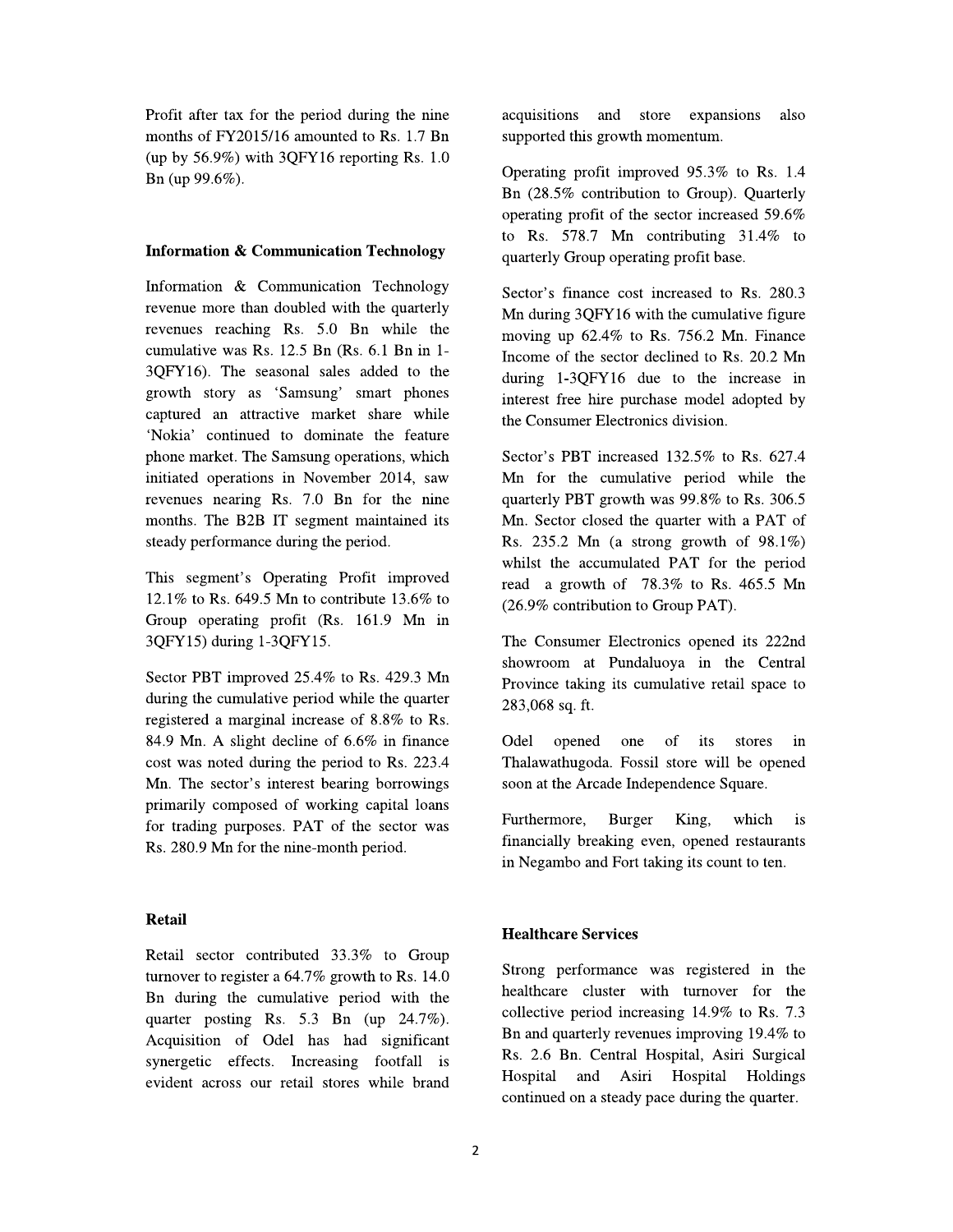Profit after tax for the period during the nine months of FY2015/16 amounted to Rs. 1.7 Bn (up by 56.9%) with 3QFY16 reporting Rs. 1.0 Bn (up 99.6%).

### Information & Communication Technology

Information & Communication Technology revenue more than doubled with the quarterly revenues reaching Rs. 5.0 Bn while the cumulative was Rs. 12.5 Bn (Rs. 6.1 Bn in 1-3QFY16). The seasonal sales added to the growth story as 'Samsung' smart phones captured an attractive market share while 'Nokia' continued to dominate the feature phone market. The Samsung operations, which initiated operations in November 2014, saw revenues nearing Rs. 7.0 Bn for the nine months. The B2B IT segment maintained its steady performance during the period.

This segment's Operating Profit improved 12.1% to Rs. 649.5 Mn to contribute 13.6% to Group operating profit (Rs. 161.9 Mn in 3QFY15) during 1-3QFY15.

Sector PBT improved 25.4% to Rs. 429.3 Mn during the cumulative period while the quarter registered a marginal increase of 8.8% to Rs. 84.9 Mn. A slight decline of 6.6% in finance cost was noted during the period to Rs. 223.4 Mn. The sector's interest bearing borrowings primarily composed of working capital loans for trading purposes. PAT of the sector was Rs. 280.9 Mn for the nine-month period.

### Retail

Retail sector contributed 33.3% to Group turnover to register a 64.7% growth to Rs. 14.0 Bn during the cumulative period with the quarter posting Rs. 5.3 Bn (up 24.7%). Acquisition of Odel has had significant synergetic effects. Increasing footfall is evident across our retail stores while brand acquisitions and store expansions also supported this growth momentum.

Operating profit improved 95.3% to Rs. 1.4 Bn (28.5% contribution to Group). Quarterly operating profit of the sector increased 59.6% to Rs. 578.7 Mn contributing 31.4% to quarterly Group operating profit base.

Sector's finance cost increased to Rs. 280.3 Mn during 3QFY16 with the cumulative figure moving up 62.4% to Rs. 756.2 Mn. Finance Income of the sector declined to Rs. 20.2 Mn during 1-3QFY16 due to the increase in interest free hire purchase model adopted by the Consumer Electronics division.

Sector's PBT increased 132.5% to Rs. 627.4 Mn for the cumulative period while the quarterly PBT growth was 99.8% to Rs. 306.5 Mn. Sector closed the quarter with a PAT of Rs. 235.2 Mn (a strong growth of 98.1%) whilst the accumulated PAT for the period read a growth of 78.3% to Rs. 465.5 Mn (26.9% contribution to Group PAT).

The Consumer Electronics opened its 222nd showroom at Pundaluoya in the Central Province taking its cumulative retail space to 283,068 sq. ft.

Odel opened one of its stores in Thalawathugoda. Fossil store will be opened soon at the Arcade Independence Square.

Furthermore, Burger King, which is financially breaking even, opened restaurants in Negambo and Fort taking its count to ten.

### Healthcare Services

Strong performance was registered in the healthcare cluster with turnover for the collective period increasing 14.9% to Rs. 7.3 Bn and quarterly revenues improving 19.4% to Rs. 2.6 Bn. Central Hospital, Asiri Surgical Hospital and Asiri Hospital Holdings continued on a steady pace during the quarter.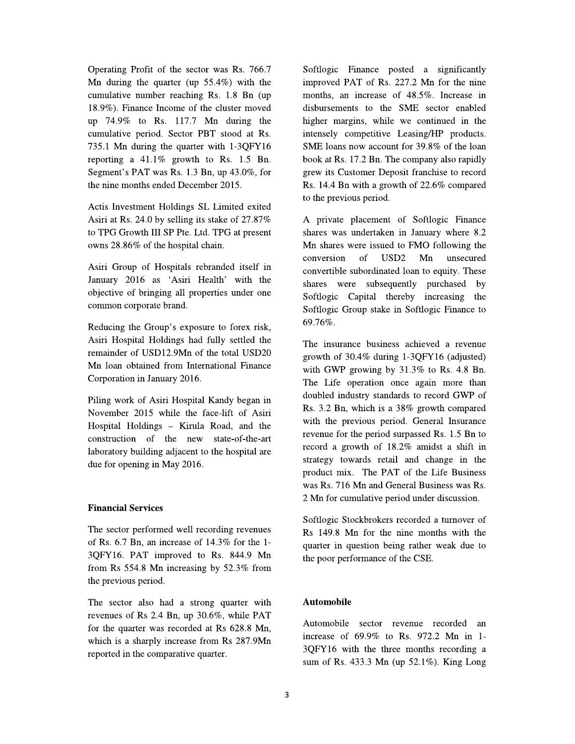Operating Profit of the sector was Rs. 766.7 Mn during the quarter (up 55.4%) with the cumulative number reaching Rs. 1.8 Bn (up 18.9%). Finance Income of the cluster moved up 74.9% to Rs. 117.7 Mn during the cumulative period. Sector PBT stood at Rs. 735.1 Mn during the quarter with 1-3QFY16 reporting a 41.1% growth to Rs. 1.5 Bn. Segment's PAT was Rs. 1.3 Bn, up 43.0%, for the nine months ended December 2015.

Actis Investment Holdings SL Limited exited Asiri at Rs. 24.0 by selling its stake of 27.87% to TPG Growth III SP Pte. Ltd. TPG at present owns 28.86% of the hospital chain.

Asiri Group of Hospitals rebranded itself in January 2016 as 'Asiri Health' with the objective of bringing all properties under one common corporate brand.

Reducing the Group's exposure to forex risk, Asiri Hospital Holdings had fully settled the remainder of USD12.9Mn of the total USD20 Mn loan obtained from International Finance Corporation in January 2016.

Piling work of Asiri Hospital Kandy began in November 2015 while the face-lift of Asiri Hospital Holdings – Kirula Road, and the construction of the new state-of-the-art laboratory building adjacent to the hospital are due for opening in May 2016.

**Financial Services**

The sector performed well recording revenues of Rs. 6.7 Bn, an increase of 14.3% for the 1-3QFY16. PAT improved to Rs. 844.9 Mn from Rs 554.8 Mn increasing by 52.3% from the previous period.

The sector also had a strong quarter with revenues of Rs 2.4 Bn, up 30.6%, while PAT for the quarter was recorded at Rs 628.8 Mn, which is a sharply increase from Rs 287.9Mn reported in the comparative quarter.

Softlogic Finance posted a significantly improved PAT of Rs. 227.2 Mn for the nine months, an increase of 48.5%. Increase in disbursements to the SME sector enabled higher margins, while we continued in the intensely competitive Leasing/HP products. SME loans now account for 39.8% of the loan book at Rs. 17.2 Bn. The company also rapidly grew its Customer Deposit franchise to record Rs. 14.4 Bn with a growth of 22.6% compared to the previous period.

A private placement of Softlogic Finance shares was undertaken in January where 8.2 Mn shares were issued to FMO following the conversion of USD2 Mn unsecured convertible subordinated loan to equity. These shares were subsequently purchased by Softlogic Capital thereby increasing the Softlogic Group stake in Softlogic Finance to 69.76%.

The insurance business achieved a revenue growth of 30.4% during 1-3QFY16 (adjusted) with GWP growing by 31.3% to Rs. 4.8 Bn. The Life operation once again more than doubled industry standards to record GWP of Rs. 3.2 Bn, which is a 38% growth compared with the previous period. General Insurance revenue for the period surpassed Rs. 1.5 Bn to record a growth of 18.2% amidst a shift in strategy towards retail and change in the product mix. The PAT of the Life Business was Rs. 716 Mn and General Business was Rs. 2 Mn for cumulative period under discussion.

Softlogic Stockbrokers recorded a turnover of Rs 149.8 Mn for the nine months with the quarter in question being rather weak due to the poor performance of the CSE.

**Automobile**

Automobile sector revenue recorded an increase of 69.9% to Rs. 972.2 Mn in 1-3QFY16 with the three months recording a sum of Rs. 433.3 Mn (up 52.1%). King Long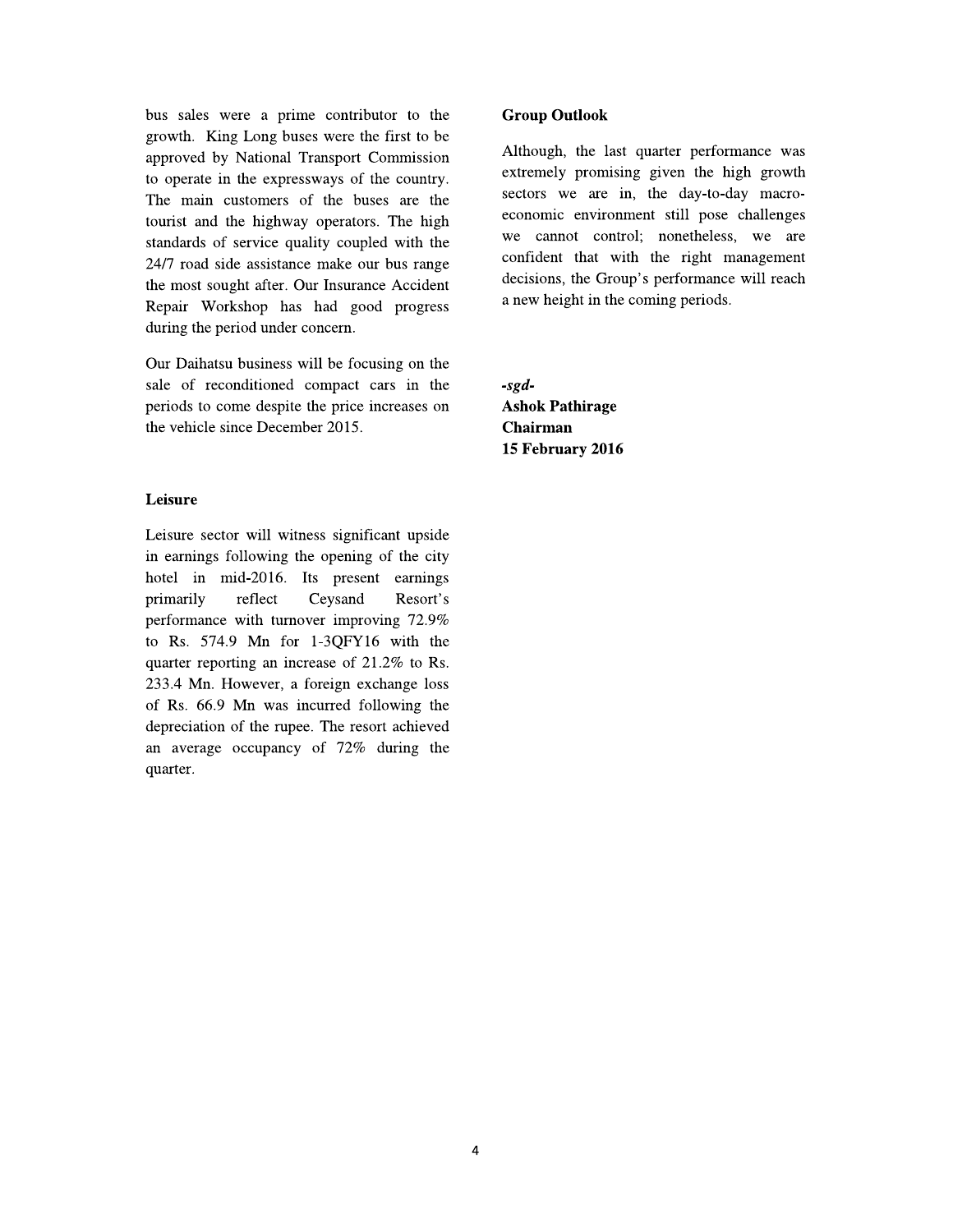bus sales were a prime contributor to the growth. King Long buses were the first to be approved by National Transport Commission to operate in the expressways of the country. The main customers of the buses are the tourist and the highway operators. The high standards of service quality coupled with the 24/7 road side assistance make our bus range the most sought after. Our Insurance Accident Repair Workshop has had good progress during the period under concern.

Our Daihatsu business will be focusing on the sale of reconditioned compact cars in the periods to come despite the price increases on the vehicle since December 2015.

### Leisure

Leisure sector will witness significant upside in earnings following the opening of the city hotel in mid-2016. Its present earnings primarily reflect Ceysand Resort's performance with turnover improving 72.9% to Rs. 574.9 Mn for 1-3QFY16 with the quarter reporting an increase of 21.2% to Rs. 233.4 Mn. However, a foreign exchange loss of Rs. 66.9 Mn was incurred following the depreciation of the rupee. The resort achieved an average occupancy of 72% during the quarter.

### Group Outlook

Although, the last quarter performance was extremely promising given the high growth sectors we are in, the day-to-day macro-economic environment still pose challenges we cannot control; nonetheless, we are confident that with the right management decisions, the Group's performance will reach a new height in the coming periods.

***-sgd-***
**Ashok Pathirage**
**Chairman**
**15 February 2016**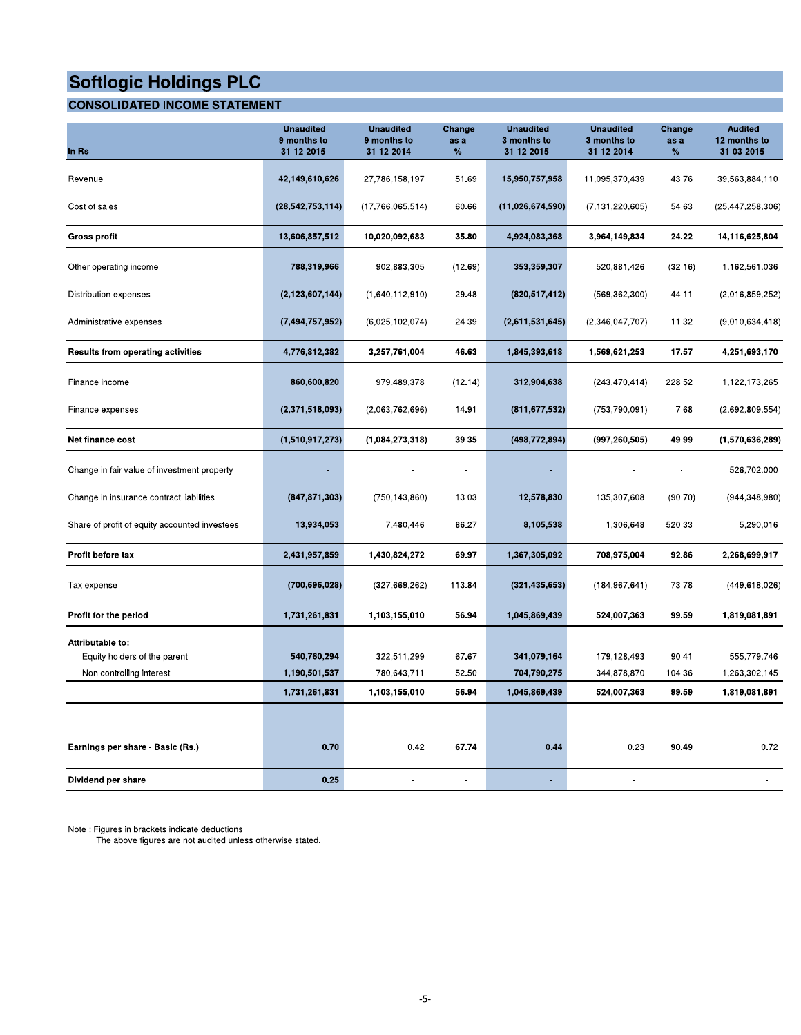# Softlogic Holdings PLC

## CONSOLIDATED INCOME STATEMENT

| In Rs. | Unaudited 9 months to 31-12-2015 | Unaudited 9 months to 31-12-2014 | Change as a % | Unaudited 3 months to 31-12-2015 | Unaudited 3 months to 31-12-2014 | Change as a % | Audited 12 months to 31-03-2015 |
|---|---|---|---|---|---|---|---|
| Revenue | **42,149,610,626** | 27,786,158,197 | 51.69 | **15,950,757,958** | 11,095,370,439 | 43.76 | 39,563,884,110 |
| Cost of sales | **(28,542,753,114)** | (17,766,065,514) | 60.66 | **(11,026,674,590)** | (7,131,220,605) | 54.63 | (25,447,258,306) |
| **Gross profit** | **13,606,857,512** | **10,020,092,683** | **35.80** | **4,924,083,368** | **3,964,149,834** | **24.22** | **14,116,625,804** |
| Other operating income | **788,319,966** | 902,883,305 | (12.69) | **353,359,307** | 520,881,426 | (32.16) | 1,162,561,036 |
| Distribution expenses | **(2,123,607,144)** | (1,640,112,910) | 29.48 | **(820,517,412)** | (569,362,300) | 44.11 | (2,016,859,252) |
| Administrative expenses | **(7,494,757,952)** | (6,025,102,074) | 24.39 | **(2,611,531,645)** | (2,346,047,707) | 11.32 | (9,010,634,418) |
| **Results from operating activities** | **4,776,812,382** | **3,257,761,004** | **46.63** | **1,845,393,618** | **1,569,621,253** | **17.57** | **4,251,693,170** |
| Finance income | **860,600,820** | 979,489,378 | (12.14) | **312,904,638** | (243,470,414) | 228.52 | 1,122,173,265 |
| Finance expenses | **(2,371,518,093)** | (2,063,762,696) | 14.91 | **(811,677,532)** | (753,790,091) | 7.68 | (2,692,809,554) |
| **Net finance cost** | **(1,510,917,273)** | **(1,084,273,318)** | **39.35** | **(498,772,894)** | **(997,260,505)** | **49.99** | **(1,570,636,289)** |
| Change in fair value of investment property | - | - | - | - | - | - | 526,702,000 |
| Change in insurance contract liabilities | **(847,871,303)** | (750,143,860) | 13.03 | **12,578,830** | 135,307,608 | (90.70) | (944,348,980) |
| Share of profit of equity accounted investees | **13,934,053** | 7,480,446 | 86.27 | **8,105,538** | 1,306,648 | 520.33 | 5,290,016 |
| **Profit before tax** | **2,431,957,859** | **1,430,824,272** | **69.97** | **1,367,305,092** | **708,975,004** | **92.86** | **2,268,699,917** |
| Tax expense | **(700,696,028)** | (327,669,262) | 113.84 | **(321,435,653)** | (184,967,641) | 73.78 | (449,618,026) |
| **Profit for the period** | **1,731,261,831** | **1,103,155,010** | **56.94** | **1,045,869,439** | **524,007,363** | **99.59** | **1,819,081,891** |
| **Attributable to:** | | | | | | | |
| Equity holders of the parent | **540,760,294** | 322,511,299 | 67.67 | **341,079,164** | 179,128,493 | 90.41 | 555,779,746 |
| Non controlling interest | **1,190,501,537** | 780,643,711 | 52.50 | **704,790,275** | 344,878,870 | 104.36 | 1,263,302,145 |
| | **1,731,261,831** | **1,103,155,010** | **56.94** | **1,045,869,439** | **524,007,363** | **99.59** | **1,819,081,891** |
| **Earnings per share - Basic (Rs.)** | **0.70** | 0.42 | **67.74** | **0.44** | 0.23 | **90.49** | 0.72 |
| **Dividend per share** | **0.25** | - | - | - | - | | - |

Note : Figures in brackets indicate deductions.
The above figures are not audited unless otherwise stated.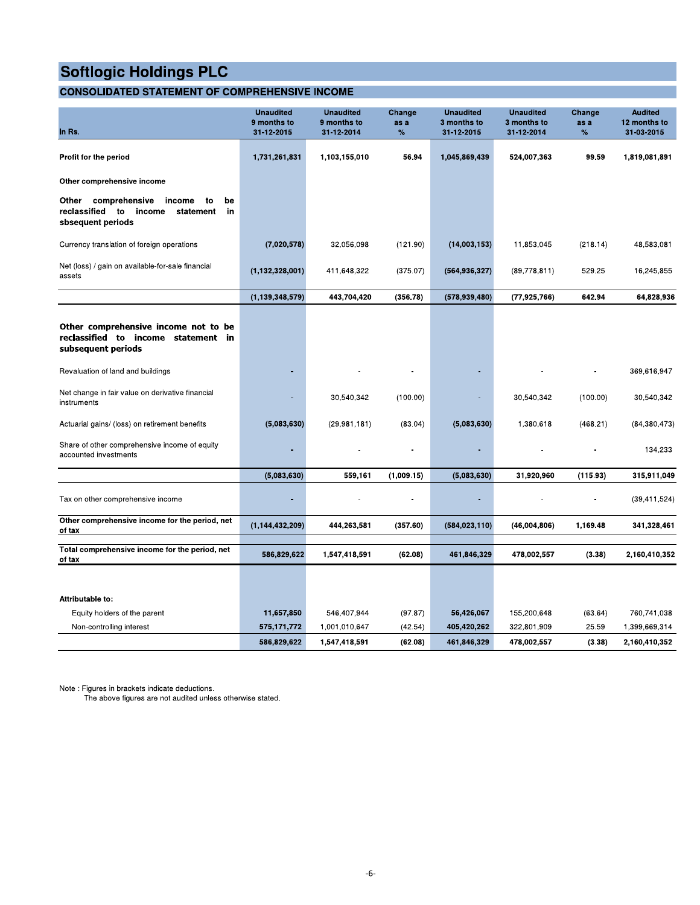# Softlogic Holdings PLC

## CONSOLIDATED STATEMENT OF COMPREHENSIVE INCOME

| In Rs. | Unaudited 9 months to 31-12-2015 | Unaudited 9 months to 31-12-2014 | Change as a % | Unaudited 3 months to 31-12-2015 | Unaudited 3 months to 31-12-2014 | Change as a % | Audited 12 months to 31-03-2015 |
|---|---|---|---|---|---|---|---|
| **Profit for the period** | **1,731,261,831** | **1,103,155,010** | **56.94** | **1,045,869,439** | **524,007,363** | **99.59** | **1,819,081,891** |
| **Other comprehensive income** | | | | | | | |
| **Other comprehensive income to be reclassified to income statement in sbsequent periods** | | | | | | | |
| Currency translation of foreign operations | **(7,020,578)** | 32,056,098 | (121.90) | **(14,003,153)** | 11,853,045 | (218.14) | 48,583,081 |
| Net (loss) / gain on available-for-sale financial assets | **(1,132,328,001)** | 411,648,322 | (375.07) | **(564,936,327)** | (89,778,811) | 529.25 | 16,245,855 |
| | **(1,139,348,579)** | **443,704,420** | **(356.78)** | **(578,939,480)** | **(77,925,766)** | **642.94** | **64,828,936** |
| **Other comprehensive income not to be reclassified to income statement in subsequent periods** | | | | | | | |
| Revaluation of land and buildings | - | - | - | - | - | - | 369,616,947 |
| Net change in fair value on derivative financial instruments | - | 30,540,342 | (100.00) | - | 30,540,342 | (100.00) | 30,540,342 |
| Actuarial gains/ (loss) on retirement benefits | **(5,083,630)** | (29,981,181) | (83.04) | **(5,083,630)** | 1,380,618 | (468.21) | (84,380,473) |
| Share of other comprehensive income of equity accounted investments | - | - | - | - | - | - | 134,233 |
| | **(5,083,630)** | **559,161** | **(1,009.15)** | **(5,083,630)** | **31,920,960** | **(115.93)** | **315,911,049** |
| Tax on other comprehensive income | - | - | - | - | - | - | (39,411,524) |
| **Other comprehensive income for the period, net of tax** | **(1,144,432,209)** | **444,263,581** | **(357.60)** | **(584,023,110)** | **(46,004,806)** | **1,169.48** | **341,328,461** |
| **Total comprehensive income for the period, net of tax** | **586,829,622** | **1,547,418,591** | **(62.08)** | **461,846,329** | **478,002,557** | **(3.38)** | **2,160,410,352** |
| **Attributable to:** | | | | | | | |
| Equity holders of the parent | **11,657,850** | 546,407,944 | (97.87) | **56,426,067** | 155,200,648 | (63.64) | 760,741,038 |
| Non-controlling interest | **575,171,772** | 1,001,010,647 | (42.54) | **405,420,262** | 322,801,909 | 25.59 | 1,399,669,314 |
| | **586,829,622** | **1,547,418,591** | **(62.08)** | **461,846,329** | **478,002,557** | **(3.38)** | **2,160,410,352** |

Note : Figures in brackets indicate deductions.
The above figures are not audited unless otherwise stated.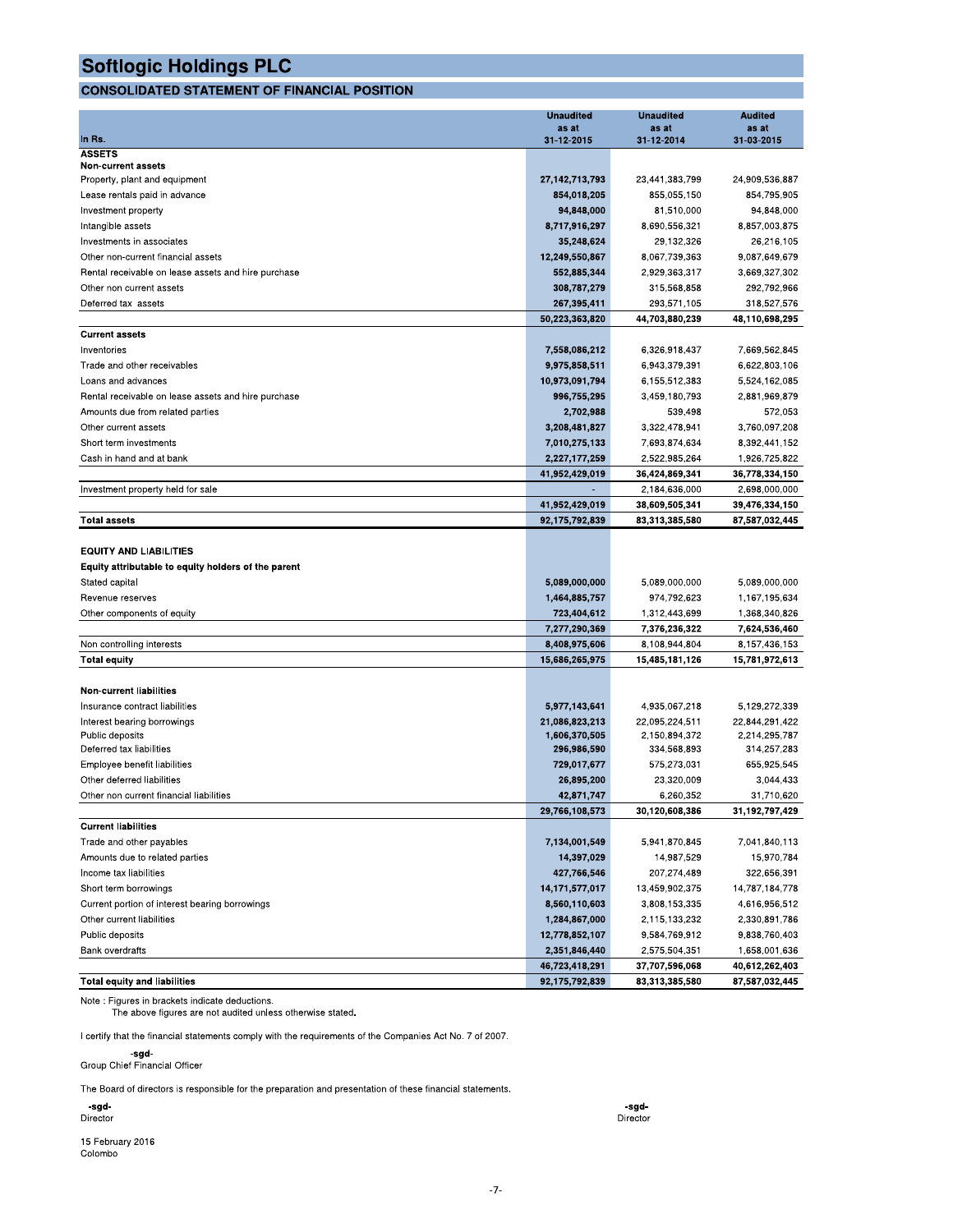# Softlogic Holdings PLC

## CONSOLIDATED STATEMENT OF FINANCIAL POSITION

| In Rs. | Unaudited as at 31-12-2015 | Unaudited as at 31-12-2014 | Audited as at 31-03-2015 |
|---|---|---|---|
| **ASSETS** | | | |
| **Non-current assets** | | | |
| Property, plant and equipment | 27,142,713,793 | 23,441,383,799 | 24,909,536,887 |
| Lease rentals paid in advance | 854,018,205 | 855,055,150 | 854,795,905 |
| Investment property | 94,848,000 | 81,510,000 | 94,848,000 |
| Intangible assets | 8,717,916,297 | 8,690,556,321 | 8,857,003,875 |
| Investments in associates | 35,248,624 | 29,132,326 | 26,216,105 |
| Other non-current financial assets | 12,249,550,867 | 8,067,739,363 | 9,087,649,679 |
| Rental receivable on lease assets and hire purchase | 552,885,344 | 2,929,363,317 | 3,669,327,302 |
| Other non current assets | 308,787,279 | 315,568,858 | 292,792,966 |
| Deferred tax assets | 267,395,411 | 293,571,105 | 318,527,576 |
| | **50,223,363,820** | **44,703,880,239** | **48,110,698,295** |
| **Current assets** | | | |
| Inventories | 7,558,086,212 | 6,326,918,437 | 7,669,562,845 |
| Trade and other receivables | 9,975,858,511 | 6,943,379,391 | 6,622,803,106 |
| Loans and advances | 10,973,091,794 | 6,155,512,383 | 5,524,162,085 |
| Rental receivable on lease assets and hire purchase | 996,755,295 | 3,459,180,793 | 2,881,969,879 |
| Amounts due from related parties | 2,702,988 | 539,498 | 572,053 |
| Other current assets | 3,208,481,827 | 3,322,478,941 | 3,760,097,208 |
| Short term investments | 7,010,275,133 | 7,693,874,634 | 8,392,441,152 |
| Cash in hand and at bank | 2,227,177,259 | 2,522,985,264 | 1,926,725,822 |
| | **41,952,429,019** | **36,424,869,341** | **36,778,334,150** |
| Investment property held for sale | - | 2,184,636,000 | 2,698,000,000 |
| | **41,952,429,019** | **38,609,505,341** | **39,476,334,150** |
| **Total assets** | **92,175,792,839** | **83,313,385,580** | **87,587,032,445** |
| | | | |
| **EQUITY AND LIABILITIES** | | | |
| **Equity attributable to equity holders of the parent** | | | |
| Stated capital | 5,089,000,000 | 5,089,000,000 | 5,089,000,000 |
| Revenue reserves | 1,464,885,757 | 974,792,623 | 1,167,195,634 |
| Other components of equity | 723,404,612 | 1,312,443,699 | 1,368,340,826 |
| | **7,277,290,369** | **7,376,236,322** | **7,624,536,460** |
| Non controlling interests | 8,408,975,606 | 8,108,944,804 | 8,157,436,153 |
| **Total equity** | **15,686,265,975** | **15,485,181,126** | **15,781,972,613** |
| | | | |
| **Non-current liabilities** | | | |
| Insurance contract liabilities | 5,977,143,641 | 4,935,067,218 | 5,129,272,339 |
| Interest bearing borrowings | 21,086,823,213 | 22,095,224,511 | 22,844,291,422 |
| Public deposits | 1,606,370,505 | 2,150,894,372 | 2,214,295,787 |
| Deferred tax liabilities | 296,986,590 | 334,568,893 | 314,257,283 |
| Employee benefit liabilities | 729,017,677 | 575,273,031 | 655,925,545 |
| Other deferred liabilities | 26,895,200 | 23,320,009 | 3,044,433 |
| Other non current financial liabilities | 42,871,747 | 6,260,352 | 31,710,620 |
| | **29,766,108,573** | **30,120,608,386** | **31,192,797,429** |
| **Current liabilities** | | | |
| Trade and other payables | 7,134,001,549 | 5,941,870,845 | 7,041,840,113 |
| Amounts due to related parties | 14,397,029 | 14,987,529 | 15,970,784 |
| Income tax liabilities | 427,766,546 | 207,274,489 | 322,656,391 |
| Short term borrowings | 14,171,577,017 | 13,459,902,375 | 14,787,184,778 |
| Current portion of interest bearing borrowings | 8,560,110,603 | 3,808,153,335 | 4,616,956,512 |
| Other current liabilities | 1,284,867,000 | 2,115,133,232 | 2,330,891,786 |
| Public deposits | 12,778,852,107 | 9,584,769,912 | 9,838,760,403 |
| Bank overdrafts | 2,351,846,440 | 2,575,504,351 | 1,658,001,636 |
| | **46,723,418,291** | **37,707,596,068** | **40,612,262,403** |
| **Total equity and liabilities** | **92,175,792,839** | **83,313,385,580** | **87,587,032,445** |

Note : Figures in brackets indicate deductions.
The above figures are not audited unless otherwise stated.

I certify that the financial statements comply with the requirements of the Companies Act No. 7 of 2007.

**-sgd-**
Group Chief Financial Officer

The Board of directors is responsible for the preparation and presentation of these financial statements.

**-sgd-**
Director

**-sgd-**
Director

15 February 2016
Colombo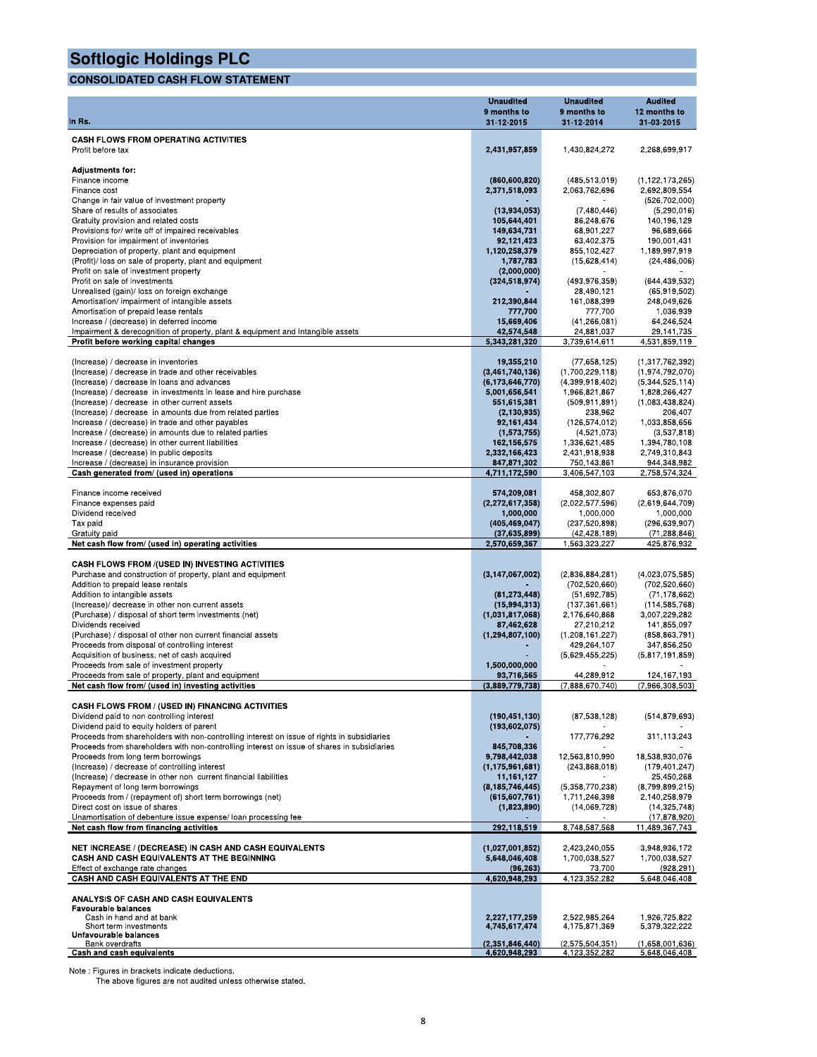# Softlogic Holdings PLC

## CONSOLIDATED CASH FLOW STATEMENT

| In Rs. | Unaudited 9 months to 31-12-2015 | Unaudited 9 months to 31-12-2014 | Audited 12 months to 31-03-2015 |
|---|---|---|---|
| **CASH FLOWS FROM OPERATING ACTIVITIES** | | | |
| Profit before tax | **2,431,957,859** | 1,430,824,272 | 2,268,699,917 |
| | | | |
| **Adjustments for:** | | | |
| Finance income | **(860,600,820)** | (485,513,019) | (1,122,173,265) |
| Finance cost | **2,371,518,093** | 2,063,762,696 | 2,692,809,554 |
| Change in fair value of investment property | **-** | - | (526,702,000) |
| Share of results of associates | **(13,934,053)** | (7,480,446) | (5,290,016) |
| Gratuity provision and related costs | **105,644,401** | 86,248,676 | 140,196,129 |
| Provisions for/ write off of impaired receivables | **149,634,731** | 68,901,227 | 96,689,666 |
| Provision for impairment of inventories | **92,121,423** | 63,402,375 | 190,001,431 |
| Depreciation of property, plant and equipment | **1,120,258,379** | 855,102,427 | 1,189,997,919 |
| (Profit)/ loss on sale of property, plant and equipment | **1,787,783** | (15,628,414) | (24,486,006) |
| Profit on sale of investment property | **(2,000,000)** | - | - |
| Profit on sale of investments | **(324,518,974)** | (493,976,359) | (644,439,532) |
| Unrealised (gain)/ loss on foreign exchange | **-** | 28,490,121 | (65,919,502) |
| Amortisation/ impairment of intangible assets | **212,390,844** | 161,088,399 | 248,049,626 |
| Amortisation of prepaid lease rentals | **777,700** | 777,700 | 1,036,939 |
| Increase / (decrease) in deferred income | **15,669,406** | (41,266,081) | 64,246,524 |
| Impairment & derecognition of property, plant & equipment and Intangible assets | **42,574,548** | 24,881,037 | 29,141,735 |
| **Profit before working capital changes** | **5,343,281,320** | 3,739,614,611 | 4,531,859,119 |
| | | | |
| (Increase) / decrease in inventories | **19,355,210** | (77,658,125) | (1,317,762,392) |
| (Increase) / decrease in trade and other receivables | **(3,461,740,136)** | (1,700,229,118) | (1,974,792,070) |
| (Increase) / decrease in loans and advances | **(6,173,646,770)** | (4,399,918,402) | (5,344,525,114) |
| (Increase) / decrease in investments in lease and hire purchase | **5,001,656,541** | 1,966,821,867 | 1,828,266,427 |
| (Increase) / decrease in other current assets | **551,615,381** | (509,911,891) | (1,083,438,824) |
| (Increase) / decrease in amounts due from related parties | **(2,130,935)** | 238,962 | 206,407 |
| Increase / (decrease) in trade and other payables | **92,161,434** | (126,574,012) | 1,033,858,656 |
| Increase / (decrease) in amounts due to related parties | **(1,573,755)** | (4,521,073) | (3,537,818) |
| Increase / (decrease) in other current liabilities | **162,156,575** | 1,336,621,485 | 1,394,780,108 |
| Increase / (decrease) in public deposits | **2,332,166,423** | 2,431,918,938 | 2,749,310,843 |
| Increase / (decrease) in insurance provision | **847,871,302** | 750,143,861 | 944,348,982 |
| **Cash generated from/ (used in) operations** | **4,711,172,590** | 3,406,547,103 | 2,758,574,324 |
| | | | |
| Finance income received | **574,209,081** | 458,302,807 | 653,876,070 |
| Finance expenses paid | **(2,272,617,358)** | (2,022,577,596) | (2,619,644,709) |
| Dividend received | **1,000,000** | 1,000,000 | 1,000,000 |
| Tax paid | **(405,469,047)** | (237,520,898) | (296,639,907) |
| Gratuity paid | **(37,635,899)** | (42,428,189) | (71,288,846) |
| **Net cash flow from/ (used in) operating activities** | **2,570,659,367** | 1,563,323,227 | 425,876,932 |
| | | | |
| **CASH FLOWS FROM /(USED IN) INVESTING ACTIVITIES** | | | |
| Purchase and construction of property, plant and equipment | **(3,147,067,002)** | (2,836,884,281) | (4,023,075,585) |
| Addition to prepaid lease rentals | **-** | (702,520,660) | (702,520,660) |
| Addition to intangible assets | **(81,273,448)** | (51,692,785) | (71,178,662) |
| (Increase)/ decrease in other non current assets | **(15,994,313)** | (137,361,661) | (114,585,768) |
| (Purchase) / disposal of short term investments (net) | **(1,031,817,068)** | 2,176,640,868 | 3,007,229,282 |
| Dividends received | **87,462,628** | 27,210,212 | 141,855,097 |
| (Purchase) / disposal of other non current financial assets | **(1,294,807,100)** | (1,208,161,227) | (858,863,791) |
| Proceeds from disposal of controlling interest | **-** | 429,264,107 | 347,856,250 |
| Acquisition of business, net of cash acquired | **-** | (5,629,455,225) | (5,817,191,859) |
| Proceeds from sale of investment property | **1,500,000,000** | - | - |
| Proceeds from sale of property, plant and equipment | **93,716,565** | 44,289,912 | 124,167,193 |
| **Net cash flow from/ (used in) investing activities** | **(3,889,779,738)** | (7,888,670,740) | (7,966,308,503) |
| | | | |
| **CASH FLOWS FROM / (USED IN) FINANCING ACTIVITIES** | | | |
| Dividend paid to non controlling interest | **(190,451,130)** | (87,538,128) | (514,879,693) |
| Dividend paid to equity holders of parent | **(193,602,075)** | - | - |
| Proceeds from shareholders with non-controlling interest on issue of rights in subsidiaries | **-** | 177,776,292 | 311,113,243 |
| Proceeds from shareholders with non-controlling interest on issue of shares in subsidiaries | **845,708,336** | - | - |
| Proceeds from long term borrowings | **9,798,442,038** | 12,563,810,990 | 18,538,930,076 |
| (Increase) / decrease of controlling interest | **(1,175,961,681)** | (243,868,018) | (179,401,247) |
| (Increase) / decrease in other non current financial liabilities | **11,161,127** | - | 25,450,268 |
| Repayment of long term borrowings | **(8,185,746,445)** | (5,358,770,238) | (8,799,899,215) |
| Proceeds from / (repayment of) short term borrowings (net) | **(615,607,761)** | 1,711,246,398 | 2,140,258,979 |
| Direct cost on issue of shares | **(1,823,890)** | (14,069,728) | (14,325,748) |
| Unamortisation of debenture issue expense/ loan processing fee | **-** | - | (17,878,920) |
| **Net cash flow from financing activities** | **292,118,519** | 8,748,587,568 | 11,489,367,743 |
| | | | |
| **NET INCREASE / (DECREASE) IN CASH AND CASH EQUIVALENTS** | **(1,027,001,852)** | 2,423,240,055 | 3,948,936,172 |
| **CASH AND CASH EQUIVALENTS AT THE BEGINNING** | **5,648,046,408** | 1,700,038,527 | 1,700,038,527 |
| Effect of exchange rate changes | **(96,263)** | 73,700 | (928,291) |
| **CASH AND CASH EQUIVALENTS AT THE END** | **4,620,948,293** | 4,123,352,282 | 5,648,046,408 |
| | | | |
| **ANALYSIS OF CASH AND CASH EQUIVALENTS** | | | |
| **Favourable balances** | | | |
| Cash in hand and at bank | **2,227,177,259** | 2,522,985,264 | 1,926,725,822 |
| Short term investments | **4,745,617,474** | 4,175,871,369 | 5,379,322,222 |
| **Unfavourable balances** | | | |
| Bank overdrafts | **(2,351,846,440)** | (2,575,504,351) | (1,658,001,636) |
| **Cash and cash equivalents** | **4,620,948,293** | 4,123,352,282 | 5,648,046,408 |

Note : Figures in brackets indicate deductions.
The above figures are not audited unless otherwise stated.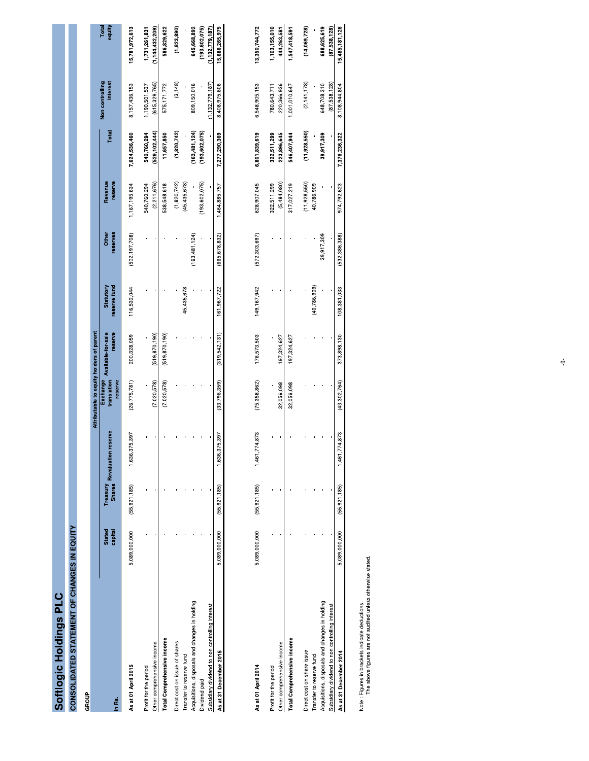# Softlogic Holdings PLC

## CONSOLIDATED STATEMENT OF CHANGES IN EQUITY

GROUP

| In Rs. | Stated capital | Treasury Shares | Revaluation reserve | Exchange translation reserve | Available-for-sale reserve | Statutory reserve fund | Other reserves | Revenue reserve | Total | Non controlling interest | Total equity |
|---|---|---|---|---|---|---|---|---|---|---|---|
| | Attributable to equity holders of parent | | | | | | | | | | |
| **As at 01 April 2015** | 5,089,000,000 | (55,921,185) | 1,636,375,397 | (26,775,781) | 200,328,059 | 116,532,044 | (502,197,708) | 1,167,195,634 | 7,624,536,460 | 8,157,436,153 | 15,781,972,613 |
| Profit for the period | - | - | - | - | - | - | - | 540,760,294 | 540,760,294 | 1,190,501,537 | 1,731,261,831 |
| Other comprehensive income | - | - | - | (7,020,578) | (519,870,190) | - | - | (2,211,676) | (529,102,444) | (615,329,765) | (1,144,432,209) |
| **Total Comprehensive income** | - | - | - | (7,020,578) | (519,870,190) | - | - | 538,548,618 | 11,657,850 | 575,171,772 | 586,829,622 |
| Direct cost on issue of shares | - | - | - | - | - | - | - | (1,820,742) | (1,820,742) | (3,148) | (1,823,890) |
| Transfer to reserve fund | - | - | - | - | - | 45,435,678 | - | (45,435,678) | - | - | - |
| Acquisitions, disposals and changes in holding | - | - | - | - | - | - | (163,481,124) | - | (163,481,124) | 809,150,016 | 645,668,892 |
| Dividend paid | - | - | - | - | - | - | - | (193,602,075) | (193,602,075) | - | (193,602,075) |
| Subsidiary dividend to non controlling interest | - | - | - | - | - | - | - | - | - | (1,132,779,187) | (1,132,779,187) |
| **As at 31 December 2015** | 5,089,000,000 | (55,921,185) | 1,636,375,397 | (33,796,359) | (319,542,131) | 161,967,722 | (665,678,832) | 1,464,885,757 | 7,277,290,369 | 8,408,975,606 | 15,686,265,975 |
| | | | | | | | | | | | |
| **As at 01 April 2014** | 5,089,000,000 | (55,921,185) | 1,461,774,873 | (75,358,862) | 176,573,503 | 149,167,942 | (572,303,697) | 628,907,045 | 6,801,839,619 | 6,548,905,153 | 13,350,744,772 |
| Profit for the period | - | - | - | - | - | - | - | 322,511,299 | 322,511,299 | 780,643,711 | 1,103,155,010 |
| Other comprehensive income | - | - | - | 32,056,098 | 197,324,627 | - | - | (5,484,080) | 223,896,645 | 220,366,936 | 444,263,581 |
| **Total Comprehensive income** | - | - | - | 32,056,098 | 197,324,627 | - | - | 317,027,219 | 546,407,944 | 1,001,010,647 | 1,547,418,591 |
| Direct cost on share issue | - | - | - | - | - | - | - | (11,928,550) | (11,928,550) | (2,141,178) | (14,069,728) |
| Transfer to reserve fund | - | - | - | - | - | (40,786,909) | - | 40,786,909 | - | - | - |
| Acquisitions, disposals and changes in holding | - | - | - | - | - | - | 39,917,309 | - | 39,917,309 | 648,708,310 | 688,625,619 |
| Subsidiary dividend to non controlling interest | - | - | - | - | - | - | - | - | - | (87,538,128) | (87,538,128) |
| **As at 31 December 2014** | 5,089,000,000 | (55,921,185) | 1,461,774,873 | (43,302,764) | 373,898,130 | 108,381,033 | (532,386,388) | 974,792,623 | 7,376,236,322 | 8,108,944,804 | 15,485,181,126 |

Note : Figures in brackets indicate deductions.
The above figures are not audited unless otherwise stated.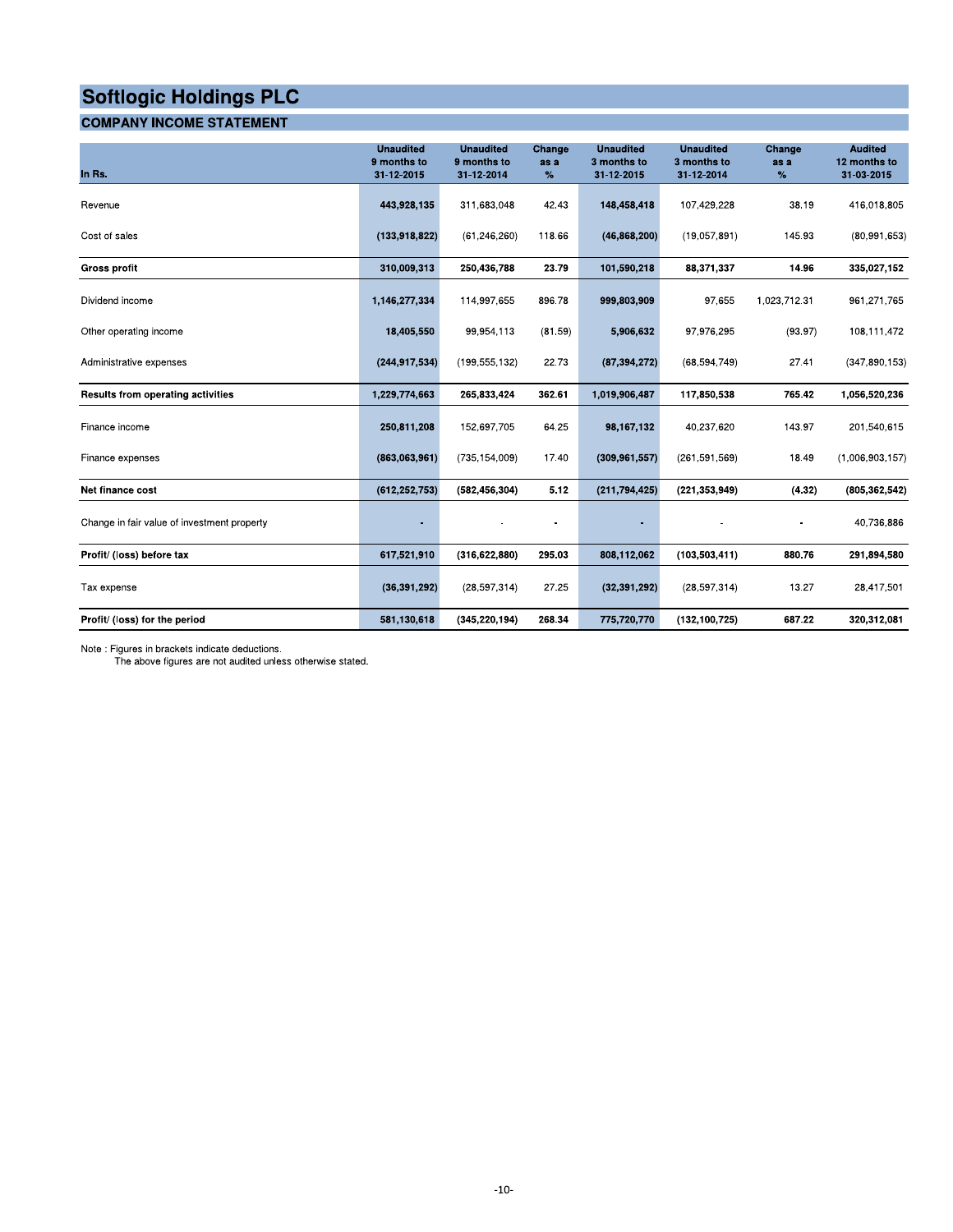# Softlogic Holdings PLC

## COMPANY INCOME STATEMENT

| In Rs. | Unaudited 9 months to 31-12-2015 | Unaudited 9 months to 31-12-2014 | Change as a % | Unaudited 3 months to 31-12-2015 | Unaudited 3 months to 31-12-2014 | Change as a % | Audited 12 months to 31-03-2015 |
|---|---|---|---|---|---|---|---|
| Revenue | **443,928,135** | 311,683,048 | 42.43 | **148,458,418** | 107,429,228 | 38.19 | 416,018,805 |
| Cost of sales | **(133,918,822)** | (61,246,260) | 118.66 | **(46,868,200)** | (19,057,891) | 145.93 | (80,991,653) |
| **Gross profit** | **310,009,313** | **250,436,788** | **23.79** | **101,590,218** | **88,371,337** | **14.96** | **335,027,152** |
| Dividend income | **1,146,277,334** | 114,997,655 | 896.78 | **999,803,909** | 97,655 | 1,023,712.31 | 961,271,765 |
| Other operating income | **18,405,550** | 99,954,113 | (81.59) | **5,906,632** | 97,976,295 | (93.97) | 108,111,472 |
| Administrative expenses | **(244,917,534)** | (199,555,132) | 22.73 | **(87,394,272)** | (68,594,749) | 27.41 | (347,890,153) |
| **Results from operating activities** | **1,229,774,663** | **265,833,424** | **362.61** | **1,019,906,487** | **117,850,538** | **765.42** | **1,056,520,236** |
| Finance income | **250,811,208** | 152,697,705 | 64.25 | **98,167,132** | 40,237,620 | 143.97 | 201,540,615 |
| Finance expenses | **(863,063,961)** | (735,154,009) | 17.40 | **(309,961,557)** | (261,591,569) | 18.49 | (1,006,903,157) |
| **Net finance cost** | **(612,252,753)** | **(582,456,304)** | **5.12** | **(211,794,425)** | **(221,353,949)** | **(4.32)** | **(805,362,542)** |
| Change in fair value of investment property | **-** | - | **-** | **-** | - | **-** | 40,736,886 |
| **Profit/ (loss) before tax** | **617,521,910** | **(316,622,880)** | **295.03** | **808,112,062** | **(103,503,411)** | **880.76** | **291,894,580** |
| Tax expense | **(36,391,292)** | (28,597,314) | 27.25 | **(32,391,292)** | (28,597,314) | 13.27 | 28,417,501 |
| **Profit/ (loss) for the period** | **581,130,618** | **(345,220,194)** | **268.34** | **775,720,770** | **(132,100,725)** | **687.22** | **320,312,081** |

Note : Figures in brackets indicate deductions.
The above figures are not audited unless otherwise stated.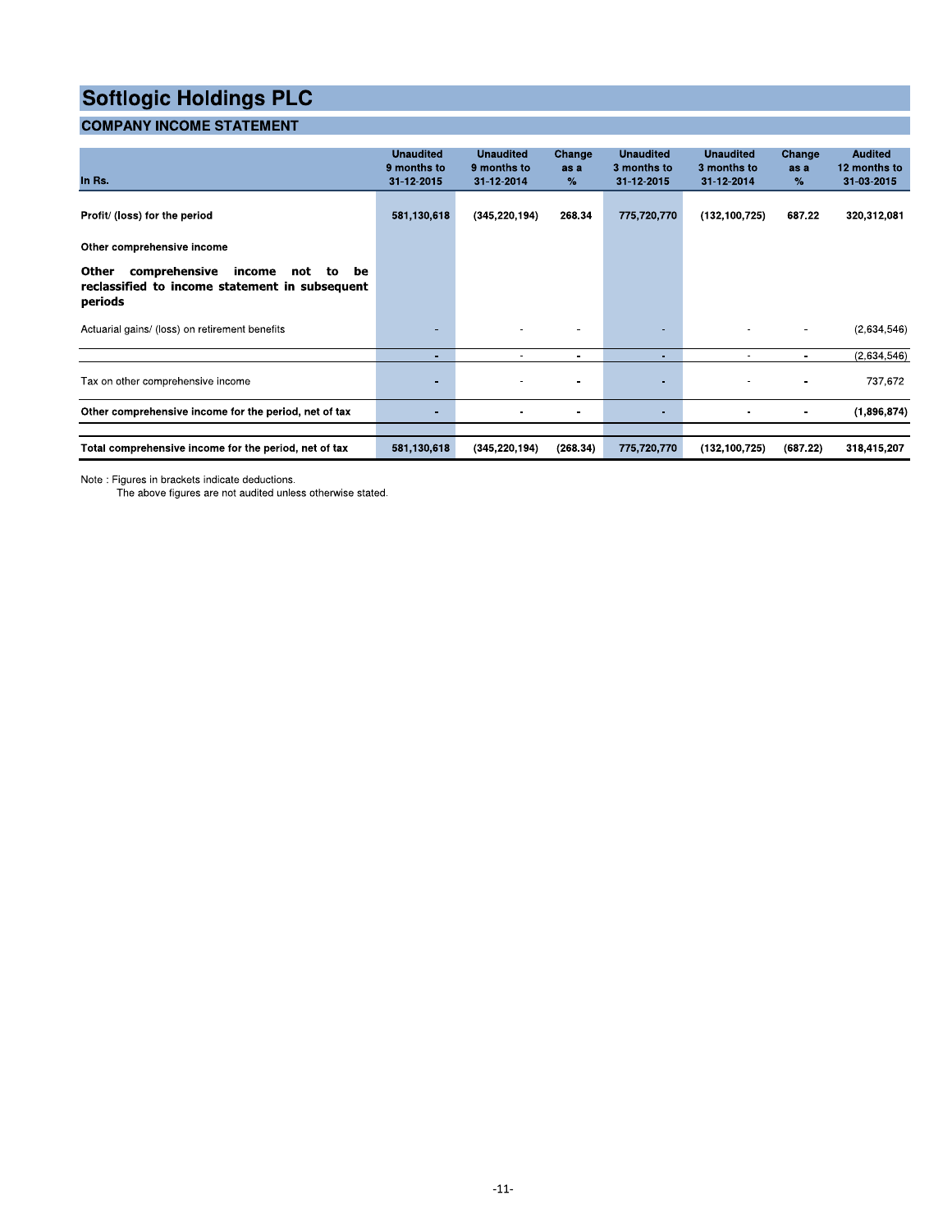# Softlogic Holdings PLC

## COMPANY INCOME STATEMENT

| In Rs. | Unaudited 9 months to 31-12-2015 | Unaudited 9 months to 31-12-2014 | Change as a % | Unaudited 3 months to 31-12-2015 | Unaudited 3 months to 31-12-2014 | Change as a % | Audited 12 months to 31-03-2015 |
|---|---|---|---|---|---|---|---|
| **Profit/ (loss) for the period** | **581,130,618** | **(345,220,194)** | **268.34** | **775,720,770** | **(132,100,725)** | **687.22** | **320,312,081** |
| **Other comprehensive income** | | | | | | | |
| **Other comprehensive income not to be reclassified to income statement in subsequent periods** | | | | | | | |
| Actuarial gains/ (loss) on retirement benefits | - | - | - | - | - | - | (2,634,546) |
| | - | - | - | - | - | - | (2,634,546) |
| Tax on other comprehensive income | - | - | - | - | - | - | 737,672 |
| **Other comprehensive income for the period, net of tax** | **-** | **-** | **-** | **-** | **-** | **-** | **(1,896,874)** |
| **Total comprehensive income for the period, net of tax** | **581,130,618** | **(345,220,194)** | **(268.34)** | **775,720,770** | **(132,100,725)** | **(687.22)** | **318,415,207** |

Note : Figures in brackets indicate deductions.
The above figures are not audited unless otherwise stated.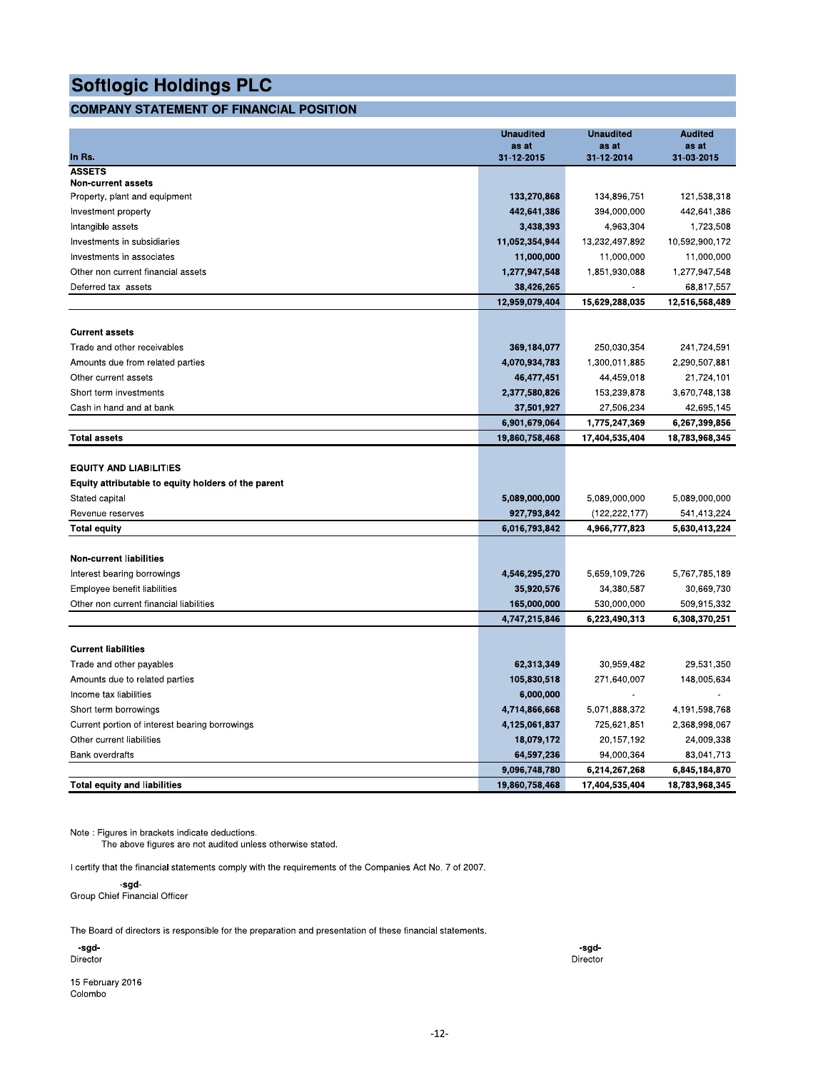# Softlogic Holdings PLC

## COMPANY STATEMENT OF FINANCIAL POSITION

| In Rs. | Unaudited as at 31-12-2015 | Unaudited as at 31-12-2014 | Audited as at 31-03-2015 |
|---|---|---|---|
| **ASSETS** | | | |
| **Non-current assets** | | | |
| Property, plant and equipment | **133,270,868** | 134,896,751 | 121,538,318 |
| Investment property | **442,641,386** | 394,000,000 | 442,641,386 |
| Intangible assets | **3,438,393** | 4,963,304 | 1,723,508 |
| Investments in subsidiaries | **11,052,354,944** | 13,232,497,892 | 10,592,900,172 |
| Investments in associates | **11,000,000** | 11,000,000 | 11,000,000 |
| Other non current financial assets | **1,277,947,548** | 1,851,930,088 | 1,277,947,548 |
| Deferred tax assets | **38,426,265** | - | 68,817,557 |
| | **12,959,079,404** | **15,629,288,035** | **12,516,568,489** |
| **Current assets** | | | |
| Trade and other receivables | **369,184,077** | 250,030,354 | 241,724,591 |
| Amounts due from related parties | **4,070,934,783** | 1,300,011,885 | 2,290,507,881 |
| Other current assets | **46,477,451** | 44,459,018 | 21,724,101 |
| Short term investments | **2,377,580,826** | 153,239,878 | 3,670,748,138 |
| Cash in hand and at bank | **37,501,927** | 27,506,234 | 42,695,145 |
| | **6,901,679,064** | **1,775,247,369** | **6,267,399,856** |
| **Total assets** | **19,860,758,468** | **17,404,535,404** | **18,783,968,345** |
| **EQUITY AND LIABILITIES** | | | |
| **Equity attributable to equity holders of the parent** | | | |
| Stated capital | **5,089,000,000** | 5,089,000,000 | 5,089,000,000 |
| Revenue reserves | **927,793,842** | (122,222,177) | 541,413,224 |
| **Total equity** | **6,016,793,842** | **4,966,777,823** | **5,630,413,224** |
| **Non-current liabilities** | | | |
| Interest bearing borrowings | **4,546,295,270** | 5,659,109,726 | 5,767,785,189 |
| Employee benefit liabilities | **35,920,576** | 34,380,587 | 30,669,730 |
| Other non current financial liabilities | **165,000,000** | 530,000,000 | 509,915,332 |
| | **4,747,215,846** | **6,223,490,313** | **6,308,370,251** |
| **Current liabilities** | | | |
| Trade and other payables | **62,313,349** | 30,959,482 | 29,531,350 |
| Amounts due to related parties | **105,830,518** | 271,640,007 | 148,005,634 |
| Income tax liabilities | **6,000,000** | - | - |
| Short term borrowings | **4,714,866,668** | 5,071,888,372 | 4,191,598,768 |
| Current portion of interest bearing borrowings | **4,125,061,837** | 725,621,851 | 2,368,998,067 |
| Other current liabilities | **18,079,172** | 20,157,192 | 24,009,338 |
| Bank overdrafts | **64,597,236** | 94,000,364 | 83,041,713 |
| | **9,096,748,780** | **6,214,267,268** | **6,845,184,870** |
| **Total equity and liabilities** | **19,860,758,468** | **17,404,535,404** | **18,783,968,345** |

Note : Figures in brackets indicate deductions.
The above figures are not audited unless otherwise stated.

I certify that the financial statements comply with the requirements of the Companies Act No. 7 of 2007.

-sgd-
Group Chief Financial Officer

The Board of directors is responsible for the preparation and presentation of these financial statements.

-sgd-
Director

-sgd-
Director

15 February 2016
Colombo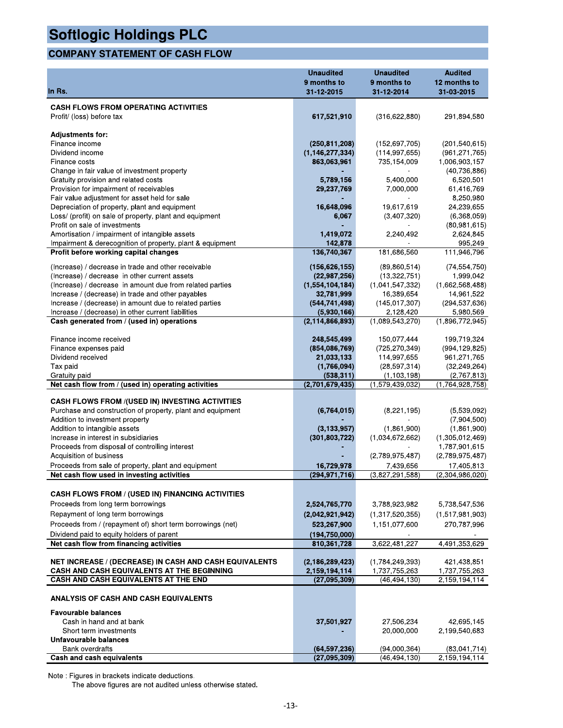# Softlogic Holdings PLC

## COMPANY STATEMENT OF CASH FLOW

| In Rs. | Unaudited 9 months to 31-12-2015 | Unaudited 9 months to 31-12-2014 | Audited 12 months to 31-03-2015 |
|---|---|---|---|
| **CASH FLOWS FROM OPERATING ACTIVITIES** | | | |
| Profit/ (loss) before tax | **617,521,910** | (316,622,880) | 291,894,580 |
| **Adjustments for:** | | | |
| Finance income | **(250,811,208)** | (152,697,705) | (201,540,615) |
| Dividend income | **(1,146,277,334)** | (114,997,655) | (961,271,765) |
| Finance costs | **863,063,961** | 735,154,009 | 1,006,903,157 |
| Change in fair value of investment property | **-** | - | (40,736,886) |
| Gratuity provision and related costs | **5,789,156** | 5,400,000 | 6,520,501 |
| Provision for impairment of receivables | **29,237,769** | 7,000,000 | 61,416,769 |
| Fair value adjustment for asset held for sale | **-** | - | 8,250,980 |
| Depreciation of property, plant and equipment | **16,648,096** | 19,617,619 | 24,239,655 |
| Loss/ (profit) on sale of property, plant and equipment | **6,067** | (3,407,320) | (6,368,059) |
| Profit on sale of investments | **-** | - | (80,981,615) |
| Amortisation / impairment of intangible assets | **1,419,072** | 2,240,492 | 2,624,845 |
| Impairment & derecognition of property, plant & equipment | **142,878** | - | 995,249 |
| **Profit before working capital changes** | **136,740,367** | 181,686,560 | 111,946,796 |
| (Increase) / decrease in trade and other receivable | **(156,626,155)** | (89,860,514) | (74,554,750) |
| (Increase) / decrease in other current assets | **(22,987,256)** | (13,322,751) | 1,999,042 |
| (Increase) / decrease in amount due from related parties | **(1,554,104,184)** | (1,041,547,332) | (1,662,568,488) |
| Increase / (decrease) in trade and other payables | **32,781,999** | 16,389,654 | 14,961,522 |
| Increase / (decrease) in amount due to related parties | **(544,741,498)** | (145,017,307) | (294,537,636) |
| Increase / (decrease) in other current liabilities | **(5,930,166)** | 2,128,420 | 5,980,569 |
| **Cash generated from / (used in) operations** | **(2,114,866,893)** | (1,089,543,270) | (1,896,772,945) |
| Finance income received | **248,545,499** | 150,077,444 | 199,719,324 |
| Finance expenses paid | **(854,086,769)** | (725,270,349) | (994,129,825) |
| Dividend received | **21,033,133** | 114,997,655 | 961,271,765 |
| Tax paid | **(1,766,094)** | (28,597,314) | (32,249,264) |
| Gratuity paid | **(538,311)** | (1,103,198) | (2,767,813) |
| **Net cash flow from / (used in) operating activities** | **(2,701,679,435)** | (1,579,439,032) | (1,764,928,758) |
| **CASH FLOWS FROM /(USED IN) INVESTING ACTIVITIES** | | | |
| Purchase and construction of property, plant and equipment | **(6,764,015)** | (8,221,195) | (5,539,092) |
| Addition to investment property | **-** | - | (7,904,500) |
| Addition to intangible assets | **(3,133,957)** | (1,861,900) | (1,861,900) |
| Increase in interest in subsidiaries | **(301,803,722)** | (1,034,672,662) | (1,305,012,469) |
| Proceeds from disposal of controlling interest | **-** | - | 1,787,901,615 |
| Acquisition of business | **-** | (2,789,975,487) | (2,789,975,487) |
| Proceeds from sale of property, plant and equipment | **16,729,978** | 7,439,656 | 17,405,813 |
| **Net cash flow used in investing activities** | **(294,971,716)** | (3,827,291,588) | (2,304,986,020) |
| **CASH FLOWS FROM / (USED IN) FINANCING ACTIVITIES** | | | |
| Proceeds from long term borrowings | **2,524,765,770** | 3,788,923,982 | 5,738,547,536 |
| Repayment of long term borrowings | **(2,042,921,942)** | (1,317,520,355) | (1,517,981,903) |
| Proceeds from / (repayment of) short term borrowings (net) | **523,267,900** | 1,151,077,600 | 270,787,996 |
| Dividend paid to equity holders of parent | **(194,750,000)** | - | - |
| **Net cash flow from financing activities** | **810,361,728** | 3,622,481,227 | 4,491,353,629 |
| **NET INCREASE / (DECREASE) IN CASH AND CASH EQUIVALENTS** | **(2,186,289,423)** | (1,784,249,393) | 421,438,851 |
| **CASH AND CASH EQUIVALENTS AT THE BEGINNING** | **2,159,194,114** | 1,737,755,263 | 1,737,755,263 |
| **CASH AND CASH EQUIVALENTS AT THE END** | **(27,095,309)** | (46,494,130) | 2,159,194,114 |
| **ANALYSIS OF CASH AND CASH EQUIVALENTS** | | | |
| **Favourable balances** | | | |
| Cash in hand and at bank | **37,501,927** | 27,506,234 | 42,695,145 |
| Short term investments | **-** | 20,000,000 | 2,199,540,683 |
| **Unfavourable balances** | | | |
| Bank overdrafts | **(64,597,236)** | (94,000,364) | (83,041,714) |
| **Cash and cash equivalents** | **(27,095,309)** | (46,494,130) | 2,159,194,114 |

Note : Figures in brackets indicate deductions.
The above figures are not audited unless otherwise stated.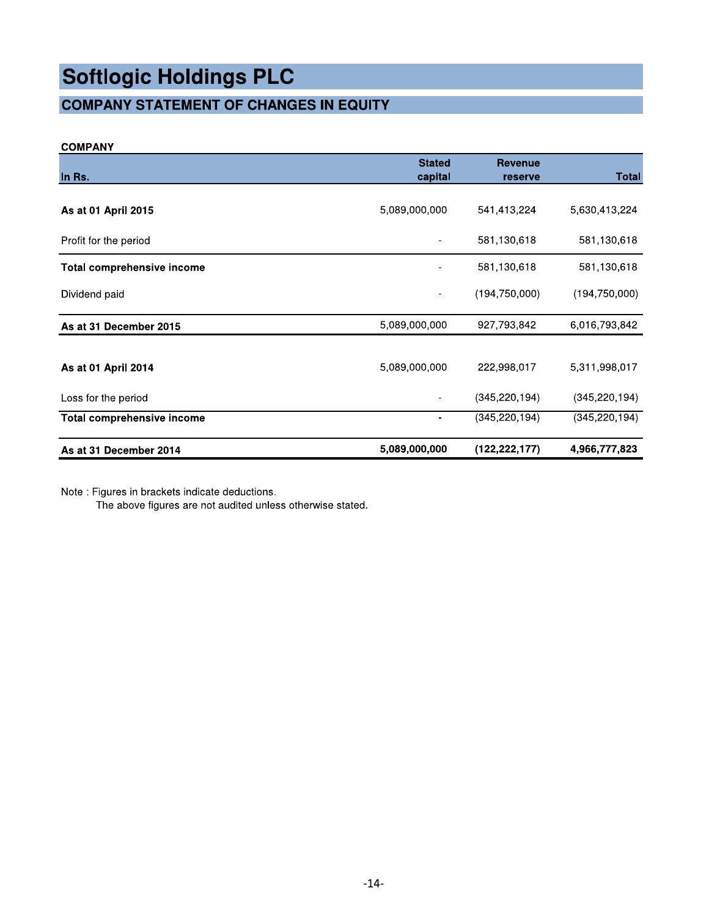# Softlogic Holdings PLC

## COMPANY STATEMENT OF CHANGES IN EQUITY

**COMPANY**

| In Rs. | Stated capital | Revenue reserve | Total |
|---|---|---|---|
| **As at 01 April 2015** | 5,089,000,000 | 541,413,224 | 5,630,413,224 |
| Profit for the period | - | 581,130,618 | 581,130,618 |
| **Total comprehensive income** | - | 581,130,618 | 581,130,618 |
| Dividend paid | - | (194,750,000) | (194,750,000) |
| **As at 31 December 2015** | 5,089,000,000 | 927,793,842 | 6,016,793,842 |
| | | | |
| **As at 01 April 2014** | 5,089,000,000 | 222,998,017 | 5,311,998,017 |
| Loss for the period | - | (345,220,194) | (345,220,194) |
| **Total comprehensive income** | **-** | (345,220,194) | (345,220,194) |
| **As at 31 December 2014** | **5,089,000,000** | **(122,222,177)** | **4,966,777,823** |

Note : Figures in brackets indicate deductions.
The above figures are not audited unless otherwise stated.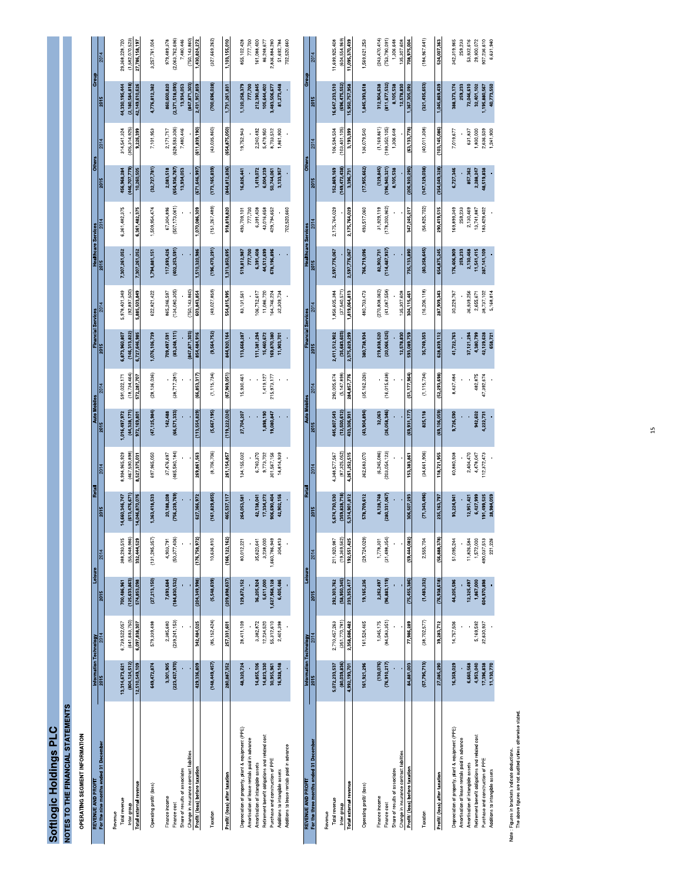# Softlogic Holdings PLC

## NOTES TO THE FINANCIAL STATEMENTS

### OPERATING SEGMENT INFORMATION

| REVENUE AND PROFIT<br>For the nine months ended 31 December | Information Technology | | Leisure | | Retail | | Auto Mobiles | | Financial Services | | Healthcare Services | | Others | | Group | |
|---|---|---|---|---|---|---|---|---|---|---|---|---|---|---|---|---|
| | 2015 | 2014 | 2015 | 2014 | 2015 | 2014 | 2015 | 2014 | 2015 | 2014 | 2015 | 2014 | 2015 | 2014 | 2015 | 2014 |
| Revenue | | | | | | | | | | | | | | | | |
| Total revenue | 13,314,673,621 | 6,739,522,057 | 700,486,961 | 388,293,515 | 14,660,346,747 | 8,994,965,929 | 1,016,497,972 | 591,022,171 | 6,873,960,807 | 5,978,401,349 | 7,307,261,052 | 6,361,482,375 | 456,968,284 | 314,541,324 | 44,330,195,444 | 29,368,228,720 |
| Inter group | (804,124,512) | (641,683,750) | (125,633,863) | (55,848,986) | (613,476,671) | (467,590,898) | (44,328,171) | (18,734,464) | (146,313,822) | (92,897,500) | - | - | (446,707,779) | (305,314,925) | (2,180,584,818) | (1,582,070,523) |
| **Total external revenue** | **12,510,549,109** | **6,097,838,307** | **574,853,098** | **332,444,529** | **14,046,870,076** | **8,527,375,031** | **972,169,801** | **572,287,707** | **6,727,646,985** | **5,885,503,849** | **7,307,261,052** | **6,361,482,375** | **10,260,505** | **9,226,399** | **42,149,610,626** | **27,786,158,197** |
| Operating profit/ (loss) | 649,472,874 | 579,339,498 | (27,213,150) | (131,285,357) | 1,363,418,533 | 697,965,050 | (47,125,984) | (29,136,036) | 1,076,106,739 | 622,821,422 | 1,794,881,151 | 1,509,954,474 | (32,757,781) | 7,101,953 | 4,776,612,382 | 3,257,761,004 |
| Finance income | 3,301,905 | 2,385,680 | 7,693,684 | 4,903,791 | 20,188,208 | 37,476,697 | 142,488 | - | 709,497,591 | 865,246,597 | 117,693,426 | 67,004,896 | 2,093,518 | 2,171,717 | 860,600,820 | 979,489,378 |
| Finance cost | (223,437,970) | (239,241,153) | (184,830,532) | (50,377,406) | (756,239,769) | (465,580,184) | (66,571,333) | (37,717,261) | (83,248,111) | (134,080,305) | (402,253,591) | (507,173,061) | (654,936,787) | (629,593,306) | (2,371,518,093) | (2,063,762,696) |
| Share of results of associates | - | - | - | - | - | - | - | - | - | - | - | - | 13,934,053 | 7,480,446 | 13,934,053 | 7,480,446 |
| Change in insurance contract liabilities | - | - | - | - | - | - | - | - | (847,871,303) | (750,143,860) | - | - | - | - | (847,871,303) | (750,143,860) |
| **Profit/ (loss) before taxation** | **429,336,809** | **342,484,025** | **(204,349,998)** | **(176,758,972)** | **627,366,972** | **269,861,563** | **(113,554,829)** | **(66,853,317)** | **854,484,916** | **603,483,854** | **1,510,320,986** | **1,070,086,309** | **(671,646,997)** | **(611,839,190)** | **2,431,957,859** | **1,430,824,272** |
| Taxation | (148,449,457) | (85,152,424) | (5,548,639) | 10,636,810 | (161,829,855) | (8,706,706) | (5,667,195) | (1,115,734) | (9,564,752) | (49,027,859) | (196,470,291) | (151,267,489) | (173,165,839) | (43,085,860) | (700,696,028) | (327,669,262) |
| **Profit/ (loss) after taxation** | **280,887,352** | **257,331,601** | **(209,898,637)** | **(166,122,162)** | **465,537,117** | **261,154,857** | **(119,222,024)** | **(67,969,051)** | **844,920,164** | **554,815,995** | **1,313,850,695** | **918,818,820** | **(844,812,836)** | **(654,875,050)** | **1,731,261,831** | **1,103,155,010** |
| Depreciation of property, plant & equipment (PPE) | 48,320,724 | 28,411,109 | 129,872,152 | 80,012,221 | 264,053,581 | 134,155,032 | 27,704,207 | 15,930,461 | 113,668,287 | 83,131,561 | 519,612,987 | 493,709,101 | 16,826,441 | 19,752,943 | 1,120,258,379 | 855,102,428 |
| Amortisation of lease rentals paid in advance | - | - | - | - | - | - | - | - | - | - | 777,700 | 777,700 | - | - | 777,700 | 777,700 |
| Amortisation of intangible assets | 14,855,106 | 3,362,872 | 36,205,924 | 35,620,641 | 42,138,041 | 6,740,370 | - | - | 111,381,294 | 106,712,617 | 6,391,608 | 6,391,408 | 1,419,072 | 2,240,492 | 212,390,845 | 161,068,400 |
| Retirement benefit obligations and related cost | 14,823,330 | 12,234,520 | 5,611,000 | 3,238,000 | 17,334,272 | 9,773,702 | 1,898,190 | 1,419,127 | 15,460,672 | 11,086,720 | 44,512,699 | 43,016,658 | 6,004,239 | 5,479,950 | 105,644,402 | 86,248,677 |
| Purchase and construction of PPE | 30,955,961 | 55,370,610 | 1,627,968,128 | 1,660,786,349 | 906,890,404 | 201,567,156 | 19,080,847 | 215,973,177 | 158,870,380 | 54,746,224 | 678,196,896 | 429,794,632 | 50,744,061 | 8,703,512 | 3,493,006,677 | 2,626,944,760 |
| Additions to intangible assets | 16,928,148 | 2,401,398 | 6,460,486 | 304,613 | 42,902,106 | 14,814,939 | - | - | 11,993,701 | 32,309,734 | - | - | 3,133,957 | 1,661,900 | 81,279,448 | 51,632,784 |
| Additions to lease rentals paid in advance | - | - | - | - | - | - | - | - | - | - | - | 702,520,660 | - | - | - | 702,520,660 |

| REVENUE AND PROFIT<br>For the three months ended 31 December | Information Technology | | Leisure | | Retail | | Auto Mobiles | | Financial Services | | Healthcare Services | | Others | | Group | |
|---|---|---|---|---|---|---|---|---|---|---|---|---|---|---|---|---|
| | 2015 | 2014 | 2015 | 2014 | 2015 | 2014 | 2015 | 2014 | 2015 | 2014 | 2015 | 2014 | 2015 | 2014 | 2015 | 2014 |
| Revenue | | | | | | | | | | | | | | | | |
| Total revenue | 5,072,233,537 | 2,710,457,263 | 292,303,762 | 211,920,987 | 5,674,730,530 | 4,348,577,567 | 445,807,543 | 290,005,674 | 2,411,512,902 | 1,856,605,384 | 2,597,776,067 | 2,175,764,029 | 152,869,169 | 106,594,504 | 16,647,233,510 | 11,699,925,408 |
| Inter group | (80,039,836) | (351,770,781) | (58,950,345) | (19,369,562) | (359,828,718) | (87,325,052) | (12,500,612) | (5,147,898) | (35,683,603) | (37,540,571) | - | - | (149,472,438) | (103,401,105) | (696,475,552) | (604,554,969) |
| **Total external revenue** | **4,992,193,701** | **2,358,686,482** | **233,353,417** | **192,551,425** | **5,314,901,812** | **4,261,252,515** | **433,306,931** | **284,857,776** | **2,375,829,299** | **1,819,064,813** | **2,597,776,067** | **2,175,764,029** | **3,396,731** | **3,193,399** | **15,950,757,958** | **11,095,370,439** |
| Operating profit/ (loss) | 161,921,296 | 161,524,465 | 19,165,236 | (29,724,029) | 578,709,612 | 362,683,070 | (43,904,894) | (35,162,326) | 380,738,934 | 460,703,473 | 766,719,096 | 493,517,060 | (17,955,462) | 136,079,540 | 1,845,393,818 | 1,569,621,253 |
| Finance income | (130,076) | 1,045,175 | 2,262,497 | 1,778,301 | 8,128,748 | (6,245,096) | 32,063 | - | 219,838,830 | (270,809,067) | 82,902,731 | 31,929,119 | (139,845) | (1,169,861) | 312,804,638 | (243,470,414) |
| Finance cost | (76,910,217) | (84,583,351) | (96,883,119) | (31,498,354) | (280,331,067) | (203,054,123) | (26,058,346) | (16,015,638) | (20,066,525) | (41,087,554) | (114,487,937) | (178,200,962) | (196,940,321) | (199,350,105) | (811,677,532) | (753,790,091) |
| Share of results of associates | - | - | - | - | - | - | - | - | - | - | - | - | 8,105,538 | 1,306,648 | 8,105,538 | 1,306,648 |
| Change in insurance contract liabilities | - | - | - | - | - | - | - | - | 12,578,830 | 135,307,608 | - | - | - | - | 12,578,830 | 135,307,608 |
| **Profit/ (loss) before taxation** | **84,881,003** | **77,986,289** | **(75,455,386)** | **(59,444,082)** | **306,507,293** | **153,383,851** | **(69,931,177)** | **(51,177,964)** | **593,089,759** | **304,115,461** | **735,133,890** | **347,245,217** | **(206,920,290)** | **(63,133,778)** | **1,367,305,092** | **708,975,004** |
| Taxation | (57,795,713) | (38,702,577) | (1,483,232) | 2,555,704 | (71,343,496) | (34,661,906) | 825,118 | (1,115,734) | 35,749,353 | (16,206,118) | (80,258,645) | (56,825,702) | (147,129,038) | (40,011,309) | (321,435,653) | (184,967,641) |
| **Profit/ (loss) after taxation** | **27,085,290** | **39,283,712** | **(76,938,618)** | **(56,888,378)** | **235,163,797** | **118,721,955** | **(69,106,059)** | **(52,293,698)** | **628,839,112** | **287,909,343** | **654,875,245** | **290,419,515** | **(354,049,328)** | **(103,145,086)** | **1,045,869,439** | **524,007,363** |
| Depreciation of property, plant & equipment (PPE) | 16,359,029 | 14,757,506 | 44,205,596 | 51,095,244 | 93,224,941 | 60,880,938 | 9,726,590 | 8,437,484 | 41,722,763 | 30,229,767 | 176,406,309 | 169,699,349 | 6,727,346 | 7,019,677 | 388,373,174 | 342,319,965 |
| Amortisation of lease rentals paid in advance | - | - | - | - | - | - | - | - | - | - | 259,233 | 259,233 | - | - | 259,233 | 259,233 |
| Amortisation of intangible assets | 6,660,568 | - | 12,335,497 | 11,826,584 | 12,951,421 | 2,404,470 | - | - | 37,121,294 | 36,939,256 | 2,130,469 | 2,130,469 | 857,362 | 631,837 | 72,056,610 | 53,932,616 |
| Retirement benefit obligations and related cost | 4,953,040 | 5,169,592 | 1,867,000 | 1,572,000 | 6,427,999 | 4,478,047 | 942,602 | 482,875 | 4,380,799 | 2,655,671 | 11,541,415 | 13,741,887 | 2,288,247 | 1,800,000 | 32,401,102 | 29,900,072 |
| Purchase and construction of PPE | 17,396,838 | 37,630,937 | 604,970,898 | 490,037,513 | 191,499,525 | 112,372,473 | 4,222,731 | 47,392,674 | 43,129,628 | 38,737,102 | 287,141,109 | 183,429,402 | 48,519,838 | 2,636,509 | 1,195,880,567 | 907,236,610 |
| Additions to intangible assets | 11,130,770 | - | - | 221,226 | 28,984,059 | - | - | - | 658,721 | 5,168,814 | - | - | - | 1,241,900 | 40,773,550 | 6,631,940 |

Note : Figures in brackets indicate deductions.
The above figures are not audited unless otherwise stated.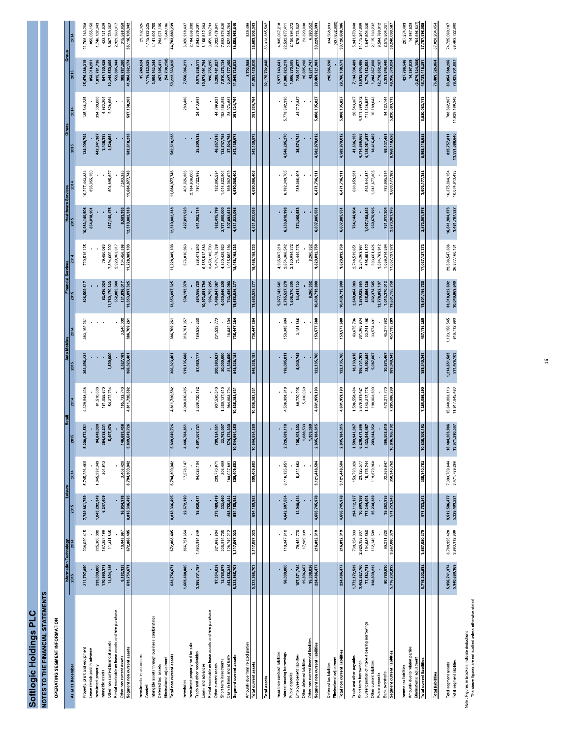# Softlogic Holdings PLC

## NOTES TO THE FINANCIAL STATEMENTS

### OPERATING SEGMENT INFORMATION

| As at 31 December | Information Technology 2015 | Information Technology 2014 | Leisure 2015 | Leisure 2014 | Retail 2015 | Retail 2014 | Auto Mobiles 2015 | Auto Mobiles 2014 | Financial Services 2015 | Financial Services 2014 | Healthcare Services 2015 | Healthcare Services 2014 | Others 2015 | Others 2014 | Group 2015 | Group 2014 |
|---|---|---|---|---|---|---|---|---|---|---|---|---|---|---|---|---|
| Property, plant and equipment | 211,797,850 | 238,020,415 | 7,749,861,759 | 5,745,296,460 | 5,209,672,561 | 4,329,048,438 | 362,496,232 | 383,169,261 | 826,509,617 | 720,519,125 | 10,983,140,506 | 10,217,443,334 | 134,009,794 | 135,646,235 | 25,476,488,319 | 21,769,143,268 |
| Lease rentals paid in advance | | | | | | | | | | | 854,018,201 | 855,055,150 | | | 854,018,201 | 855,055,150 |
| Investment property | 233,000,000 | 225,300,000 | 1,045,292,349 | 1,045,292,349 | 94,848,000 | 81,510,000 | | | | | | | 442,641,387 | 394,000,000 | 1,815,781,736 | 1,746,102,349 |
| Intangible assets | 170,990,371 | 187,357,166 | 6,247,409 | 304,613 | 384,038,231 | 161,055,670 | 1,500,000 | - | 82,436,024 | 79,450,063 | - | - | 3,458,393 | 4,862,304 | 647,150,428 | 433,131,036 |
| Other non current financial assets | 12,604,125 | 1,341,835 | - | - | 5,407,478 | 54,272,724 | - | - | 11,760,170,323 | 7,394,600,202 | 467,140,276 | 604,895,827 | 2,528,664 | 2,529,664 | 12,249,550,868 | 8,057,739,982 |
| Rental receivable on lease assets and hire purchase | | | | | | | | | 552,885,344 | 2,929,363,317 | | | | | 552,885,344 | 2,929,363,317 |
| Other non current assets | 5,162,325 | 10,848,967 | 16,934,978 | - | 146,683,456 | 185,733,740 | 2,327,169 | 3,540,000 | 131,096,017 | 104,456,396 | 6,583,335 | 7,583,335 | - | - | 308,787,280 | 315,568,858 |
| **Segment non current assets** | 633,754,671 | 672,868,405 | 8,818,336,495 | 6,794,300,042 | 5,839,649,726 | 4,811,720,582 | 366,323,401 | 386,709,261 | 13,353,097,325 | 11,228,389,103 | 12,310,882,318 | 11,684,977,746 | 582,618,238 | 537,138,203 | 41,904,662,174 | 35,116,103,342 |
| Investments in associates | | | | | | | | | | | | | | | 35,248,624 | 29,132,926 |
| Goodwill | | | | | | | | | | | | | | | 4,115,823,525 | 4,115,823,525 |
| Intangible assets through business combinations | | | | | | | | | | | | | | | 3,954,942,344 | 4,141,601,755 |
| Deferred tax assets | | | | | | | | | | | | | | | 267,395,411 | 293,571,105 |
| Eliminations/ adjustment | | | | | | | | | | | | | | | (54,708,258) | 7,648,186 |
| **Total non current assets** | 633,754,671 | 672,868,405 | 8,818,336,495 | 6,794,300,042 | 5,839,649,726 | 4,811,720,582 | 366,323,401 | 386,709,261 | 13,353,097,325 | 11,228,389,103 | 12,310,882,318 | 11,684,977,746 | 582,618,238 | 537,138,203 | 50,223,363,820 | 43,703,880,239 |
| Inventories | 1,603,488,880 | 866,721,654 | 22,672,190 | 17,278,147 | 4,446,784,851 | 4,048,030,495 | 519,135,688 | 316,761,357 | 538,193,079 | 676,816,963 | 427,811,523 | 401,026,335 | - | 283,486 | 7,558,086,211 | 6,326,918,437 |
| Investment property held for sale | | | | | | | | | | | - | 2,184,636,000 | | | - | 2,184,636,000 |
| Trade and other receivables | 3,365,701,787 | 1,463,994,648 | 98,920,471 | 94,026,194 | 4,891,507,721 | 3,536,720,182 | 87,460,177 | 169,530,550 | 864,556,729 | 856,471,240 | 641,902,114 | 797,722,896 | 25,809,512 | 24,913,681 | 9,975,858,511 | 6,943,379,391 |
| Loans and advances | | | | | | | | | 10,973,091,794 | 6,155,512,383 | | | | | 10,973,091,794 | 6,155,512,383 |
| Rental receivable on lease assets and hire purchase | | | | | | | | | 996,755,295 | 3,459,180,793 | | | | | 996,755,295 | 3,459,180,793 |
| Other current assets | 97,354,029 | 321,683,804 | 273,489,419 | 209,770,671 | 709,324,351 | 907,540,540 | 200,393,627 | 231,522,773 | 1,498,847,087 | 1,474,178,738 | 382,415,799 | 132,995,594 | 46,657,515 | 44,796,621 | 3,208,481,827 | 3,322,478,941 |
| Short term investments | 12,785,679 | 335,914,705 | 332,460 | 306,499 | 22,763,007 | 1,359,137,610 | 20,000,000 | - | 4,050,646,200 | 4,830,425,923 | 2,771,000,000 | 1,014,622,904 | 132,747,788 | 153,456,995 | 7,010,275,134 | 7,693,874,636 |
| Cash in hand and at bank | 243,656,328 | 128,742,212 | 298,755,442 | 188,027,891 | 574,174,330 | 884,863,704 | 21,338,690 | 18,632,604 | 743,435,093 | 1,015,562,193 | 307,892,619 | 159,089,679 | 37,904,758 | 28,073,981 | 2,227,177,260 | 2,422,992,264 |
| **Segment current assets** | 5,322,986,703 | 3,117,057,023 | 694,169,982 | 509,409,602 | 10,644,554,260 | 10,836,282,531 | 848,328,182 | 736,447,284 | 19,665,525,277 | 18,468,158,233 | 4,531,022,055 | 4,690,086,408 | 243,119,573 | 251,524,764 | 41,949,736,032 | 38,608,965,845 |
| Amounts due from related parties | | | | | | | | | | | | | | | 2,702,988 | 539,498 |
| **Total current assets** | 5,322,986,703 | 3,117,057,023 | 694,169,982 | 509,409,602 | 10,644,554,260 | 10,836,282,531 | 848,328,182 | 736,447,284 | 19,665,525,277 | 18,468,158,233 | 4,531,022,055 | 4,690,086,408 | 243,119,573 | 251,524,764 | 41,952,439,020 | 38,609,505,343 |
| **Total assets** | | | | | | | | | | | | | | | 92,175,792,840 | 82,313,385,582 |
| Insurance contract liabilities | | | | | | | | | 5,977,143,641 | 4,935,067,218 | | | | | 5,977,143,641 | 4,935,067,218 |
| Interest bearing borrowings | 56,000,000 | 119,347,610 | 4,642,697,554 | 3,116,125,651 | 2,728,589,110 | 4,536,808,919 | 116,095,011 | 150,385,994 | 2,765,527,270 | 2,654,366,542 | 6,233,618,998 | 6,182,349,705 | 4,546,295,270 | 5,773,392,990 | 21,088,823,213 | 22,532,877,411 |
| Public deposits | | | | | | | | | 1,606,370,505 | 2,150,894,372 | | | | | 1,606,370,505 | 2,150,894,372 |
| Employee benefit liabilities | 107,371,784 | 79,494,770 | 14,048,424 | 5,222,853 | 106,203,303 | 89,720,205 | 6,040,749 | 3,191,686 | 84,412,122 | 73,444,275 | 374,366,553 | 289,386,406 | 36,674,742 | 34,712,837 | 729,017,677 | 575,773,032 |
| Other deferred liabilities | 25,806,667 | 17,989,939 | | | 1,088,533 | 5,330,069 | | | | | | | | | 26,895,200 | 23,320,008 |
| Other non current financial liabilities | 35,308,026 | - | | | 1,393,369 | - | | | 6,260,352 | 6,260,352 | | | | | 42,961,747 | 6,260,352 |
| **Segment non current liabilities** | 224,486,477 | 216,832,319 | 4,656,745,978 | 3,121,448,504 | 2,835,184,315 | 4,631,959,193 | 122,135,760 | 153,577,680 | 10,439,713,890 | 9,820,032,759 | 6,607,985,551 | 6,471,736,111 | 4,582,970,012 | 5,808,105,827 | 29,469,121,983 | 30,223,692,393 |
| Deferred tax liabilities | | | | | | | | | | | | | | | 296,986,590 | 334,568,893 |
| Eliminations/ adjustment | | | | | | | | | | | | | | | - | (457,652,900) |
| **Total non current liabilities** | 224,486,477 | 216,832,319 | 4,656,745,978 | 3,121,448,504 | 2,835,184,315 | 4,631,959,193 | 122,135,760 | 153,577,680 | 10,439,713,890 | 9,820,032,759 | 6,607,985,551 | 6,471,736,111 | 4,582,970,012 | 5,808,105,827 | 29,766,108,573 | 30,100,608,386 |
| Trade and other payables | 1,772,172,539 | 799,124,033 | 294,112,127 | 153,790,326 | 1,593,941,067 | 1,596,558,484 | 18,133,616 | 43,675,706 | 2,649,864,083 | 2,748,519,651 | 764,144,904 | 633,659,281 | 41,636,153 | 26,543,367 | 7,134,004,489 | 5,941,870,848 |
| Short term borrowings | 3,462,827,760 | 2,620,956,637 | 30,899,388 | 29,125,577 | 6,230,471,696 | 3,676,939,421 | 306,751,309 | 301,965,934 | 1,879,028,665 | 2,574,969,967 | - | - | 4,714,866,668 | 4,971,988,372 | 16,632,845,486 | 14,175,247,906 |
| Current portion of interest bearing borrowings | 71,582,731 | 104,638,590 | 172,344,403 | 15,175,244 | 2,433,946,467 | 1,343,312,775 | 28,492,884 | 33,241,496 | 845,666,338 | 686,851,822 | 1,097,168,842 | 943,844,882 | 4,125,061,837 | 711,338,587 | 8,774,163,502 | 3,847,504,336 |
| Other current liabilities | 328,839,232 | 112,146,509 | 36,234,389 | 119,879,968 | 203,244,352 | 198,063,890 | 5,087,067 | 33,574,491 | 432,374,545 | 399,601,426 | 260,670,926 | 1,241,677,305 | 18,416,489 | 16,189,643 | 1,284,867,000 | 2,118,133,232 |
| Public deposits | | | | | | | | | 12,778,852,107 | 9,594,769,912 | | | | | 12,778,852,107 | 9,594,769,912 |
| Bank overdrafts | 80,780,630 | 90,211,620 | 38,262,936 | 32,369,647 | 365,502,610 | 470,211,770 | 30,875,467 | 45,277,662 | 1,015,370,012 | 1,059,314,594 | 751,917,304 | 783,995,914 | 68,137,481 | 94,123,144 | 2,351,846,440 | 2,575,504,351 |
| **Segment current liabilities** | 5,716,202,892 | 3,667,080,379 | 571,753,243 | 350,340,762 | 10,836,106,192 | 7,285,086,290 | 389,340,343 | 457,135,289 | 19,601,155,750 | 17,057,127,372 | 2,873,901,976 | 3,603,177,382 | 8,968,118,628 | 5,820,083,113 | 48,956,579,024 | 38,240,030,587 |
| Income tax liabilities | | | | | | | | | | | | | | | 427,766,546 | 207,274,489 |
| Amounts due to related parties | | | | | | | | | | | | | | | 14,397,029 | 14,987,529 |
| Eliminations/ adjustment | | | | | | | | | | | | | | | (2,675,324,308) | (754,696,537) |
| **Total current liabilities** | 5,716,202,892 | 3,667,080,379 | 571,753,243 | 350,340,762 | 10,836,106,192 | 7,285,086,290 | 389,340,343 | 457,135,289 | 19,601,155,750 | 17,057,127,372 | 2,873,901,976 | 3,603,177,382 | 8,968,118,628 | 5,820,083,113 | 46,723,418,291 | 37,707,596,068 |
| **Total liabilities** | | | | | | | | | | | | | | | 76,489,526,864 | 67,808,204,454 |
| Total segment assets | 5,956,741,374 | 3,789,925,428 | 9,512,506,477 | 7,303,709,644 | 16,484,203,986 | 15,648,003,113 | 1,214,651,583 | 1,123,156,545 | 33,018,622,602 | 29,696,547,336 | 16,841,904,373 | 16,375,064,154 | 825,737,811 | 788,662,967 | 83,854,398,206 | 74,725,069,187 |
| Total segment liabilities | 5,940,689,369 | 3,883,912,698 | 5,228,499,221 | 3,471,789,266 | 13,671,290,507 | 11,917,045,483 | 511,476,103 | 610,712,969 | 30,040,869,640 | 26,877,160,131 | 9,481,787,527 | 10,074,913,493 | 13,551,088,640 | 11,628,188,940 | 78,425,701,007 | 68,463,722,980 |

Note : Figures in brackets indicate deductions.
The above figures are not audited unless otherwise stated.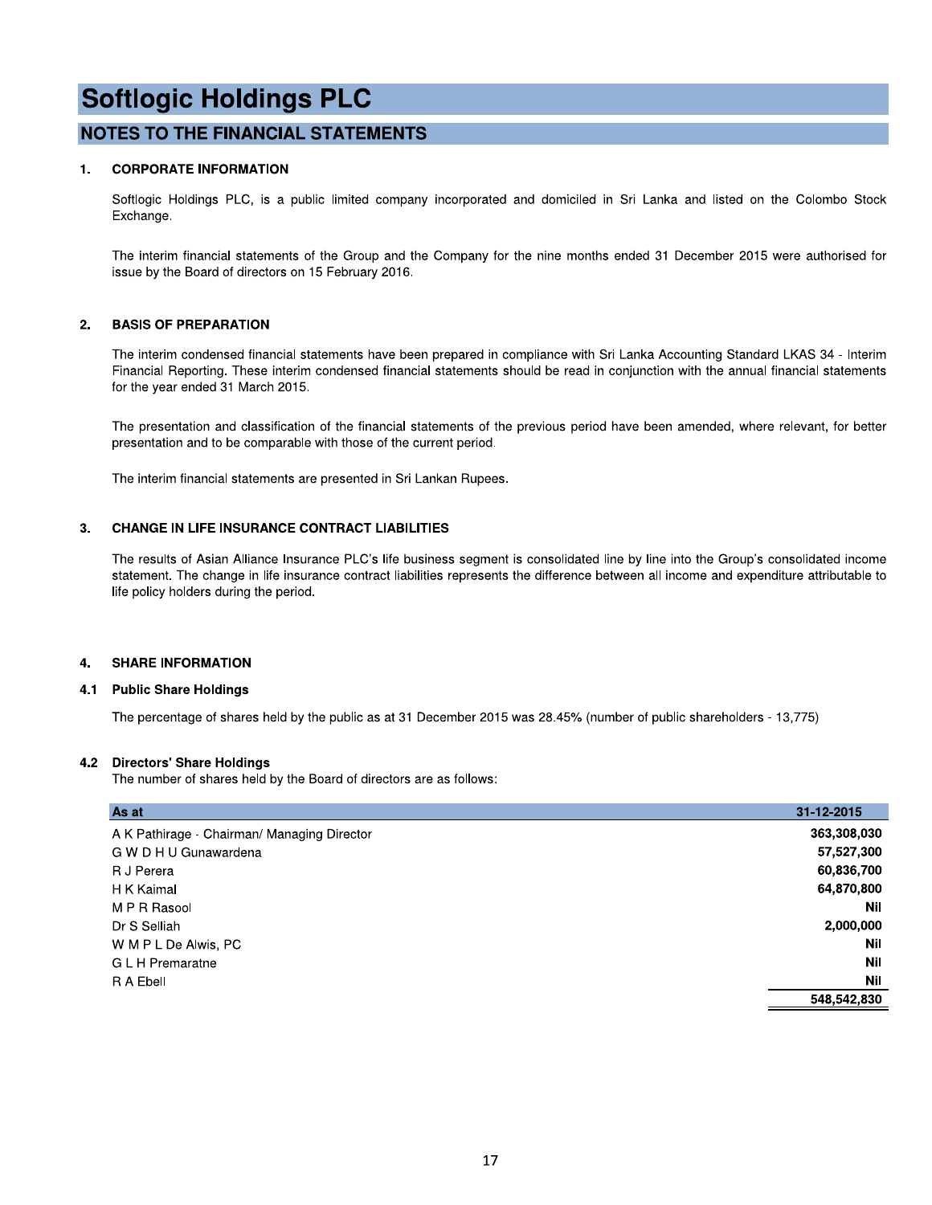# Softlogic Holdings PLC

## NOTES TO THE FINANCIAL STATEMENTS

### 1. CORPORATE INFORMATION

Softlogic Holdings PLC, is a public limited company incorporated and domiciled in Sri Lanka and listed on the Colombo Stock Exchange.

The interim financial statements of the Group and the Company for the nine months ended 31 December 2015 were authorised for issue by the Board of directors on 15 February 2016.

### 2. BASIS OF PREPARATION

The interim condensed financial statements have been prepared in compliance with Sri Lanka Accounting Standard LKAS 34 - Interim Financial Reporting. These interim condensed financial statements should be read in conjunction with the annual financial statements for the year ended 31 March 2015.

The presentation and classification of the financial statements of the previous period have been amended, where relevant, for better presentation and to be comparable with those of the current period.

The interim financial statements are presented in Sri Lankan Rupees.

### 3. CHANGE IN LIFE INSURANCE CONTRACT LIABILITIES

The results of Asian Alliance Insurance PLC's life business segment is consolidated line by line into the Group's consolidated income statement. The change in life insurance contract liabilities represents the difference between all income and expenditure attributable to life policy holders during the period.

### 4. SHARE INFORMATION

#### 4.1 Public Share Holdings

The percentage of shares held by the public as at 31 December 2015 was 28.45% (number of public shareholders - 13,775)

#### 4.2 Directors' Share Holdings

The number of shares held by the Board of directors are as follows:

| As at | 31-12-2015 |
|---|---|
| A K Pathirage - Chairman/ Managing Director | 363,308,030 |
| G W D H U Gunawardena | 57,527,300 |
| R J Perera | 60,836,700 |
| H K Kaimal | 64,870,800 |
| M P R Rasool | Nil |
| Dr S Selliah | 2,000,000 |
| W M P L De Alwis, PC | Nil |
| G L H Premaratne | Nil |
| R A Ebell | Nil |
| | **548,542,830** |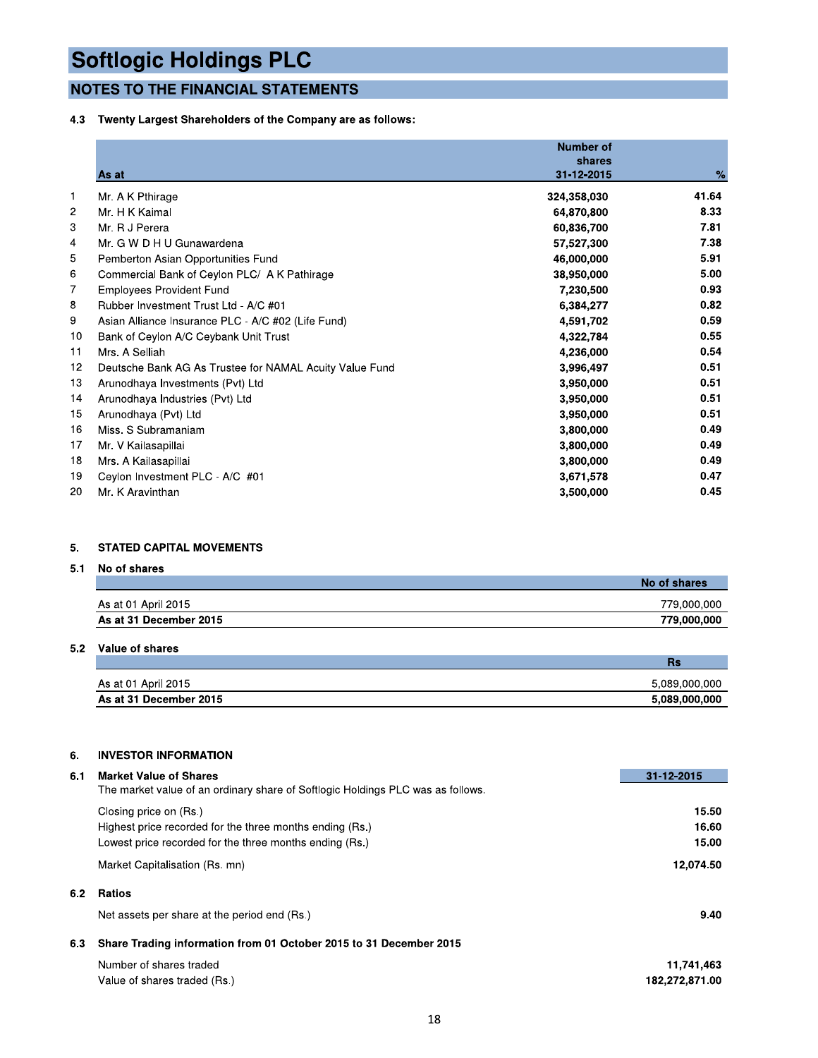# Softlogic Holdings PLC

## NOTES TO THE FINANCIAL STATEMENTS

### 4.3 Twenty Largest Shareholders of the Company are as follows:

| | As at | Number of shares 31-12-2015 | % |
|---|---|---|---|
| 1 | Mr. A K Pthirage | 324,358,030 | 41.64 |
| 2 | Mr. H K Kaimal | 64,870,800 | 8.33 |
| 3 | Mr. R J Perera | 60,836,700 | 7.81 |
| 4 | Mr. G W D H U Gunawardena | 57,527,300 | 7.38 |
| 5 | Pemberton Asian Opportunities Fund | 46,000,000 | 5.91 |
| 6 | Commercial Bank of Ceylon PLC/ A K Pathirage | 38,950,000 | 5.00 |
| 7 | Employees Provident Fund | 7,230,500 | 0.93 |
| 8 | Rubber Investment Trust Ltd - A/C #01 | 6,384,277 | 0.82 |
| 9 | Asian Alliance Insurance PLC - A/C #02 (Life Fund) | 4,591,702 | 0.59 |
| 10 | Bank of Ceylon A/C Ceybank Unit Trust | 4,322,784 | 0.55 |
| 11 | Mrs. A Selliah | 4,236,000 | 0.54 |
| 12 | Deutsche Bank AG As Trustee for NAMAL Acuity Value Fund | 3,996,497 | 0.51 |
| 13 | Arunodhaya Investments (Pvt) Ltd | 3,950,000 | 0.51 |
| 14 | Arunodhaya Industries (Pvt) Ltd | 3,950,000 | 0.51 |
| 15 | Arunodhaya (Pvt) Ltd | 3,950,000 | 0.51 |
| 16 | Miss. S Subramaniam | 3,800,000 | 0.49 |
| 17 | Mr. V Kailasapillai | 3,800,000 | 0.49 |
| 18 | Mrs. A Kailasapillai | 3,800,000 | 0.49 |
| 19 | Ceylon Investment PLC - A/C #01 | 3,671,578 | 0.47 |
| 20 | Mr. K Aravinthan | 3,500,000 | 0.45 |

### 5. STATED CAPITAL MOVEMENTS

#### 5.1 No of shares

| | No of shares |
|---|---|
| As at 01 April 2015 | 779,000,000 |
| **As at 31 December 2015** | **779,000,000** |

#### 5.2 Value of shares

| | Rs |
|---|---|
| As at 01 April 2015 | 5,089,000,000 |
| **As at 31 December 2015** | **5,089,000,000** |

### 6. INVESTOR INFORMATION

#### 6.1 Market Value of Shares

The market value of an ordinary share of Softlogic Holdings PLC was as follows.

| | 31-12-2015 |
|---|---|
| Closing price on (Rs.) | 15.50 |
| Highest price recorded for the three months ending (Rs.) | 16.60 |
| Lowest price recorded for the three months ending (Rs.) | 15.00 |
| Market Capitalisation (Rs. mn) | 12,074.50 |

#### 6.2 Ratios

| | |
|---|---|
| Net assets per share at the period end (Rs.) | 9.40 |

#### 6.3 Share Trading information from 01 October 2015 to 31 December 2015

| | |
|---|---|
| Number of shares traded | 11,741,463 |
| Value of shares traded (Rs.) | 182,272,871.00 |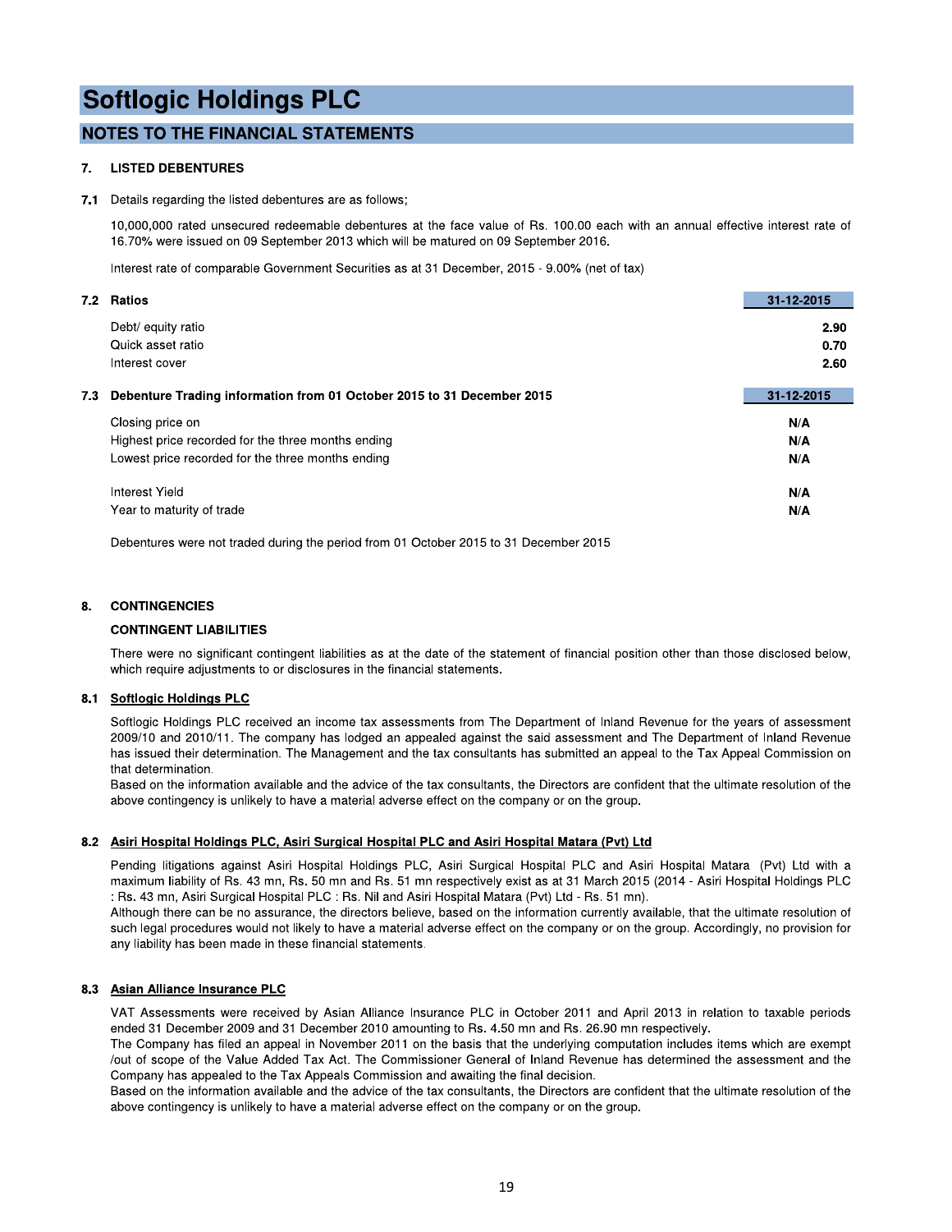# Softlogic Holdings PLC

## NOTES TO THE FINANCIAL STATEMENTS

### 7. LISTED DEBENTURES

**7.1** Details regarding the listed debentures are as follows;

10,000,000 rated unsecured redeemable debentures at the face value of Rs. 100.00 each with an annual effective interest rate of 16.70% were issued on 09 September 2013 which will be matured on 09 September 2016.

Interest rate of comparable Government Securities as at 31 December, 2015 - 9.00% (net of tax)

| **7.2 Ratios** | **31-12-2015** |
|---|---|
| Debt/ equity ratio | **2.90** |
| Quick asset ratio | **0.70** |
| Interest cover | **2.60** |

| **7.3 Debenture Trading information from 01 October 2015 to 31 December 2015** | **31-12-2015** |
|---|---|
| Closing price on | **N/A** |
| Highest price recorded for the three months ending | **N/A** |
| Lowest price recorded for the three months ending | **N/A** |
| Interest Yield | **N/A** |
| Year to maturity of trade | **N/A** |

Debentures were not traded during the period from 01 October 2015 to 31 December 2015

### 8. CONTINGENCIES

**CONTINGENT LIABILITIES**

There were no significant contingent liabilities as at the date of the statement of financial position other than those disclosed below, which require adjustments to or disclosures in the financial statements.

**8.1 Softlogic Holdings PLC**

Softlogic Holdings PLC received an income tax assessments from The Department of Inland Revenue for the years of assessment 2009/10 and 2010/11. The company has lodged an appealed against the said assessment and The Department of Inland Revenue has issued their determination. The Management and the tax consultants has submitted an appeal to the Tax Appeal Commission on that determination.
Based on the information available and the advice of the tax consultants, the Directors are confident that the ultimate resolution of the above contingency is unlikely to have a material adverse effect on the company or on the group.

**8.2 Asiri Hospital Holdings PLC, Asiri Surgical Hospital PLC and Asiri Hospital Matara (Pvt) Ltd**

Pending litigations against Asiri Hospital Holdings PLC, Asiri Surgical Hospital PLC and Asiri Hospital Matara (Pvt) Ltd with a maximum liability of Rs. 43 mn, Rs. 50 mn and Rs. 51 mn respectively exist as at 31 March 2015 (2014 - Asiri Hospital Holdings PLC : Rs. 43 mn, Asiri Surgical Hospital PLC : Rs. Nil and Asiri Hospital Matara (Pvt) Ltd - Rs. 51 mn).
Although there can be no assurance, the directors believe, based on the information currently available, that the ultimate resolution of such legal procedures would not likely to have a material adverse effect on the company or on the group. Accordingly, no provision for any liability has been made in these financial statements.

**8.3 Asian Alliance Insurance PLC**

VAT Assessments were received by Asian Alliance Insurance PLC in October 2011 and April 2013 in relation to taxable periods ended 31 December 2009 and 31 December 2010 amounting to Rs. 4.50 mn and Rs. 26.90 mn respectively.
The Company has filed an appeal in November 2011 on the basis that the underlying computation includes items which are exempt /out of scope of the Value Added Tax Act. The Commissioner General of Inland Revenue has determined the assessment and the Company has appealed to the Tax Appeals Commission and awaiting the final decision.
Based on the information available and the advice of the tax consultants, the Directors are confident that the ultimate resolution of the above contingency is unlikely to have a material adverse effect on the company or on the group.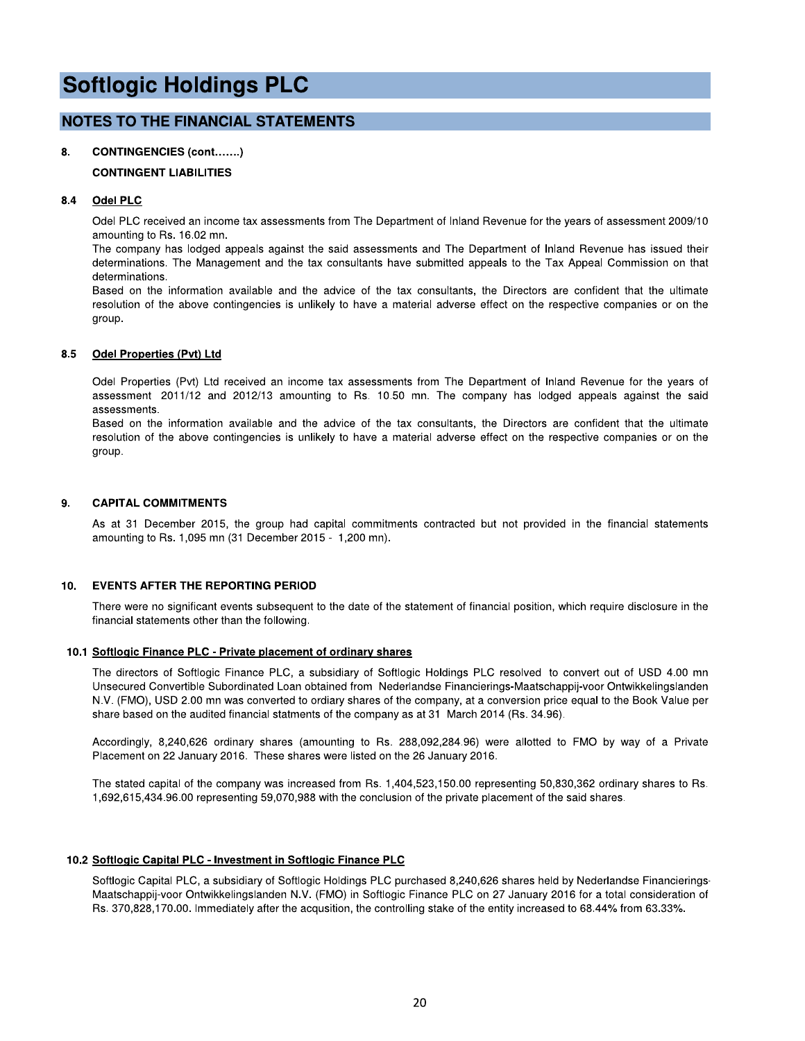# Softlogic Holdings PLC

## NOTES TO THE FINANCIAL STATEMENTS

**8. CONTINGENCIES (cont.......)**

**CONTINGENT LIABILITIES**

**8.4 Odel PLC**

Odel PLC received an income tax assessments from The Department of Inland Revenue for the years of assessment 2009/10 amounting to Rs. 16.02 mn.
The company has lodged appeals against the said assessments and The Department of Inland Revenue has issued their determinations. The Management and the tax consultants have submitted appeals to the Tax Appeal Commission on that determinations.
Based on the information available and the advice of the tax consultants, the Directors are confident that the ultimate resolution of the above contingencies is unlikely to have a material adverse effect on the respective companies or on the group.

**8.5 Odel Properties (Pvt) Ltd**

Odel Properties (Pvt) Ltd received an income tax assessments from The Department of Inland Revenue for the years of assessment 2011/12 and 2012/13 amounting to Rs. 10.50 mn. The company has lodged appeals against the said assessments.
Based on the information available and the advice of the tax consultants, the Directors are confident that the ultimate resolution of the above contingencies is unlikely to have a material adverse effect on the respective companies or on the group.

**9. CAPITAL COMMITMENTS**

As at 31 December 2015, the group had capital commitments contracted but not provided in the financial statements amounting to Rs. 1,095 mn (31 December 2015 - 1,200 mn).

**10. EVENTS AFTER THE REPORTING PERIOD**

There were no significant events subsequent to the date of the statement of financial position, which require disclosure in the financial statements other than the following.

**10.1 Softlogic Finance PLC - Private placement of ordinary shares**

The directors of Softlogic Finance PLC, a subsidiary of Softlogic Holdings PLC resolved to convert out of USD 4.00 mn Unsecured Convertible Subordinated Loan obtained from Nederlandse Financierings-Maatschappij-voor Ontwikkelingslanden N.V. (FMO), USD 2.00 mn was converted to ordiary shares of the company, at a conversion price equal to the Book Value per share based on the audited financial statments of the company as at 31 March 2014 (Rs. 34.96).

Accordingly, 8,240,626 ordinary shares (amounting to Rs. 288,092,284.96) were allotted to FMO by way of a Private Placement on 22 January 2016. These shares were listed on the 26 January 2016.

The stated capital of the company was increased from Rs. 1,404,523,150.00 representing 50,830,362 ordinary shares to Rs. 1,692,615,434.96.00 representing 59,070,988 with the conclusion of the private placement of the said shares.

**10.2 Softlogic Capital PLC - Investment in Softlogic Finance PLC**

Softlogic Capital PLC, a subsidiary of Softlogic Holdings PLC purchased 8,240,626 shares held by Nederlandse Financierings-Maatschappij-voor Ontwikkelingslanden N.V. (FMO) in Softlogic Finance PLC on 27 January 2016 for a total consideration of Rs. 370,828,170.00. Immediately after the acqusition, the controlling stake of the entity increased to 68.44% from 63.33%.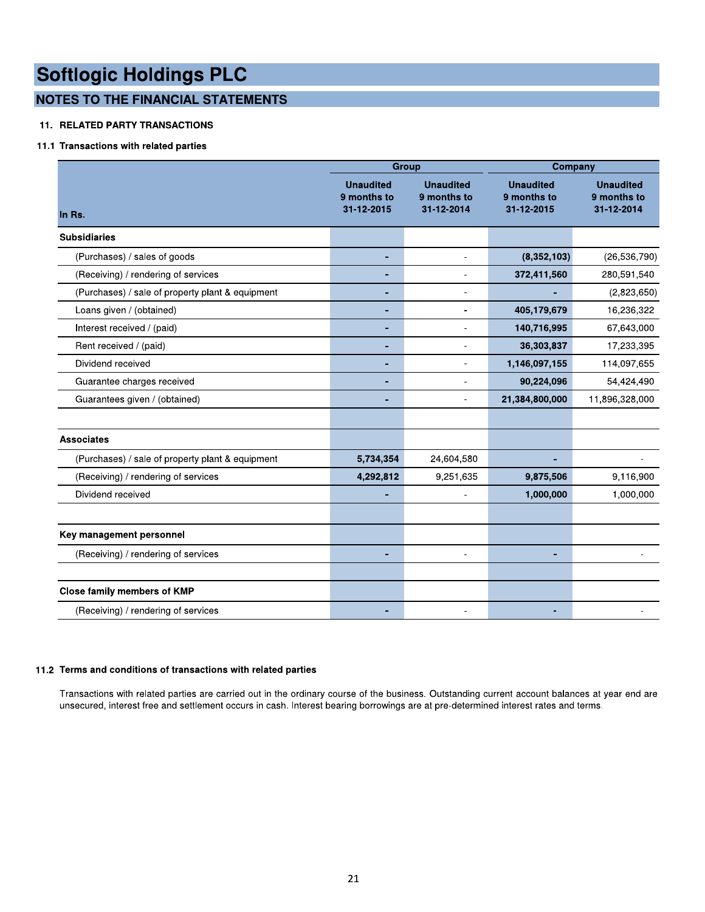# Softlogic Holdings PLC

## NOTES TO THE FINANCIAL STATEMENTS

### 11. RELATED PARTY TRANSACTIONS

#### 11.1 Transactions with related parties

| In Rs. | Group | | Company | |
|---|---|---|---|---|
| | Unaudited 9 months to 31-12-2015 | Unaudited 9 months to 31-12-2014 | Unaudited 9 months to 31-12-2015 | Unaudited 9 months to 31-12-2014 |
| **Subsidiaries** | | | | |
| (Purchases) / sales of goods | - | - | (8,352,103) | (26,536,790) |
| (Receiving) / rendering of services | - | - | 372,411,560 | 280,591,540 |
| (Purchases) / sale of property plant & equipment | - | - | - | (2,823,650) |
| Loans given / (obtained) | - | - | 405,179,679 | 16,236,322 |
| Interest received / (paid) | - | - | 140,716,995 | 67,643,000 |
| Rent received / (paid) | - | - | 36,303,837 | 17,233,395 |
| Dividend received | - | - | 1,146,097,155 | 114,097,655 |
| Guarantee charges received | - | - | 90,224,096 | 54,424,490 |
| Guarantees given / (obtained) | - | - | 21,384,800,000 | 11,896,328,000 |
| | | | | |
| **Associates** | | | | |
| (Purchases) / sale of property plant & equipment | 5,734,354 | 24,604,580 | - | - |
| (Receiving) / rendering of services | 4,292,812 | 9,251,635 | 9,875,506 | 9,116,900 |
| Dividend received | - | - | 1,000,000 | 1,000,000 |
| | | | | |
| **Key management personnel** | | | | |
| (Receiving) / rendering of services | - | - | - | - |
| | | | | |
| **Close family members of KMP** | | | | |
| (Receiving) / rendering of services | - | - | - | - |

#### 11.2 Terms and conditions of transactions with related parties

Transactions with related parties are carried out in the ordinary course of the business. Outstanding current account balances at year end are unsecured, interest free and settlement occurs in cash. Interest bearing borrowings are at pre-determined interest rates and terms.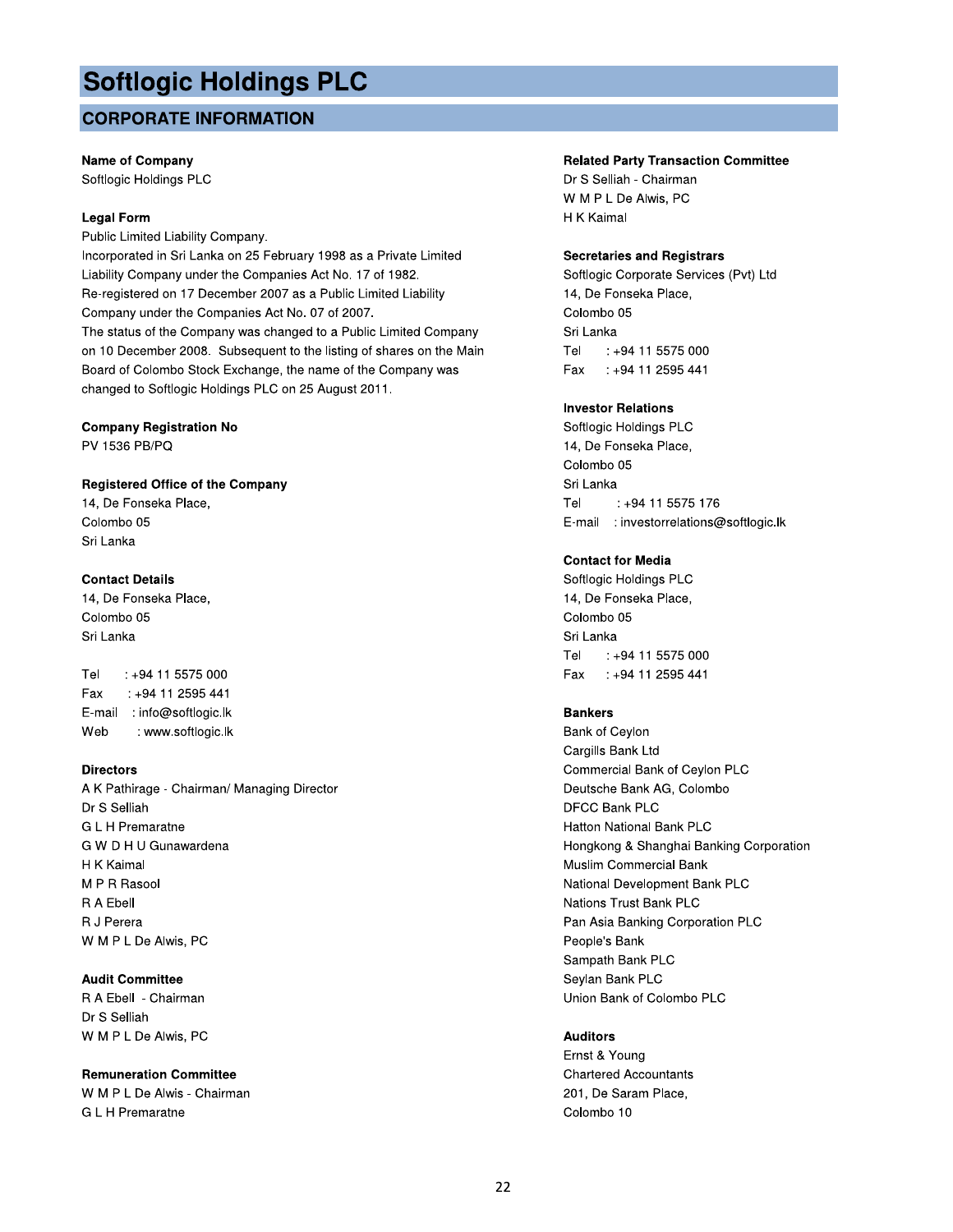# Softlogic Holdings PLC

## CORPORATE INFORMATION

**Name of Company**
Softlogic Holdings PLC

**Legal Form**
Public Limited Liability Company.
Incorporated in Sri Lanka on 25 February 1998 as a Private Limited Liability Company under the Companies Act No. 17 of 1982.
Re-registered on 17 December 2007 as a Public Limited Liability Company under the Companies Act No. 07 of 2007.
The status of the Company was changed to a Public Limited Company on 10 December 2008. Subsequent to the listing of shares on the Main Board of Colombo Stock Exchange, the name of the Company was changed to Softlogic Holdings PLC on 25 August 2011.

**Company Registration No**
PV 1536 PB/PQ

**Registered Office of the Company**
14, De Fonseka Place,
Colombo 05
Sri Lanka

**Contact Details**
14, De Fonseka Place,
Colombo 05
Sri Lanka

Tel : +94 11 5575 000
Fax : +94 11 2595 441
E-mail : info@softlogic.lk
Web : www.softlogic.lk

**Directors**
A K Pathirage - Chairman/ Managing Director
Dr S Selliah
G L H Premaratne
G W D H U Gunawardena
H K Kaimal
M P R Rasool
R A Ebell
R J Perera
W M P L De Alwis, PC

**Audit Committee**
R A Ebell - Chairman
Dr S Selliah
W M P L De Alwis, PC

**Remuneration Committee**
W M P L De Alwis - Chairman
G L H Premaratne

**Related Party Transaction Committee**
Dr S Selliah - Chairman
W M P L De Alwis, PC
H K Kaimal

**Secretaries and Registrars**
Softlogic Corporate Services (Pvt) Ltd
14, De Fonseka Place,
Colombo 05
Sri Lanka
Tel : +94 11 5575 000
Fax : +94 11 2595 441

**Investor Relations**
Softlogic Holdings PLC
14, De Fonseka Place,
Colombo 05
Sri Lanka
Tel : +94 11 5575 176
E-mail : investorrelations@softlogic.lk

**Contact for Media**
Softlogic Holdings PLC
14, De Fonseka Place,
Colombo 05
Sri Lanka
Tel : +94 11 5575 000
Fax : +94 11 2595 441

**Bankers**
Bank of Ceylon
Cargills Bank Ltd
Commercial Bank of Ceylon PLC
Deutsche Bank AG, Colombo
DFCC Bank PLC
Hatton National Bank PLC
Hongkong & Shanghai Banking Corporation
Muslim Commercial Bank
National Development Bank PLC
Nations Trust Bank PLC
Pan Asia Banking Corporation PLC
People's Bank
Sampath Bank PLC
Seylan Bank PLC
Union Bank of Colombo PLC

**Auditors**
Ernst & Young
Chartered Accountants
201, De Saram Place,
Colombo 10